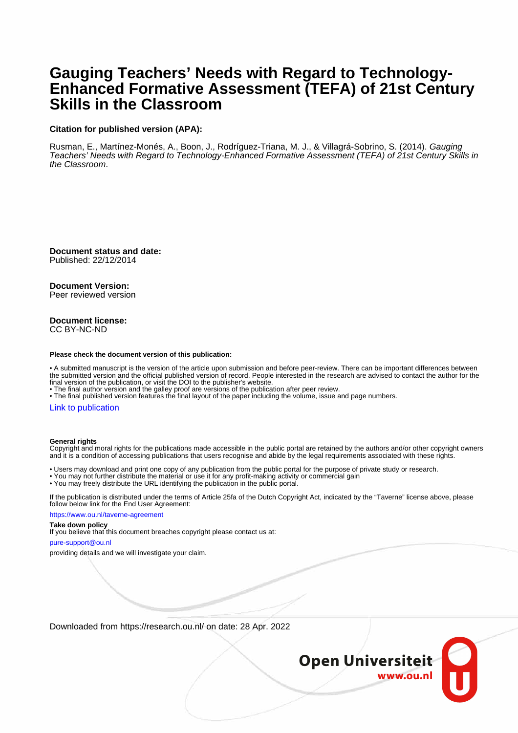# Gauging Teachers' Needs with Regard to Technology-Enhanced Formative Assessment (TEFA) of 21st Century Skills in the Classroom

**Citation for published version (APA):**

Rusman, E., Martínez-Monés, A., Boon, J., Rodríguez-Triana, M. J., & Villagrá-Sobrino, S. (2014). *Gauging Teachers' Needs with Regard to Technology-Enhanced Formative Assessment (TEFA) of 21st Century Skills in the Classroom*.

**Document status and date:**
Published: 22/12/2014

**Document Version:**
Peer reviewed version

**Document license:**
CC BY-NC-ND

**Please check the document version of this publication:**

- A submitted manuscript is the version of the article upon submission and before peer-review. There can be important differences between the submitted version and the official published version of record. People interested in the research are advised to contact the author for the final version of the publication, or visit the DOI to the publisher's website.
- The final author version and the galley proof are versions of the publication after peer review.
- The final published version features the final layout of the paper including the volume, issue and page numbers.

Link to publication

**General rights**
Copyright and moral rights for the publications made accessible in the public portal are retained by the authors and/or other copyright owners and it is a condition of accessing publications that users recognise and abide by the legal requirements associated with these rights.

- Users may download and print one copy of any publication from the public portal for the purpose of private study or research.
- You may not further distribute the material or use it for any profit-making activity or commercial gain
- You may freely distribute the URL identifying the publication in the public portal.

If the publication is distributed under the terms of Article 25fa of the Dutch Copyright Act, indicated by the "Taverne" license above, please follow below link for the End User Agreement:

https://www.ou.nl/taverne-agreement

**Take down policy**
If you believe that this document breaches copyright please contact us at:

pure-support@ou.nl

providing details and we will investigate your claim.

Downloaded from https://research.ou.nl/ on date: 28 Apr. 2022

Open Universiteit
www.ou.nl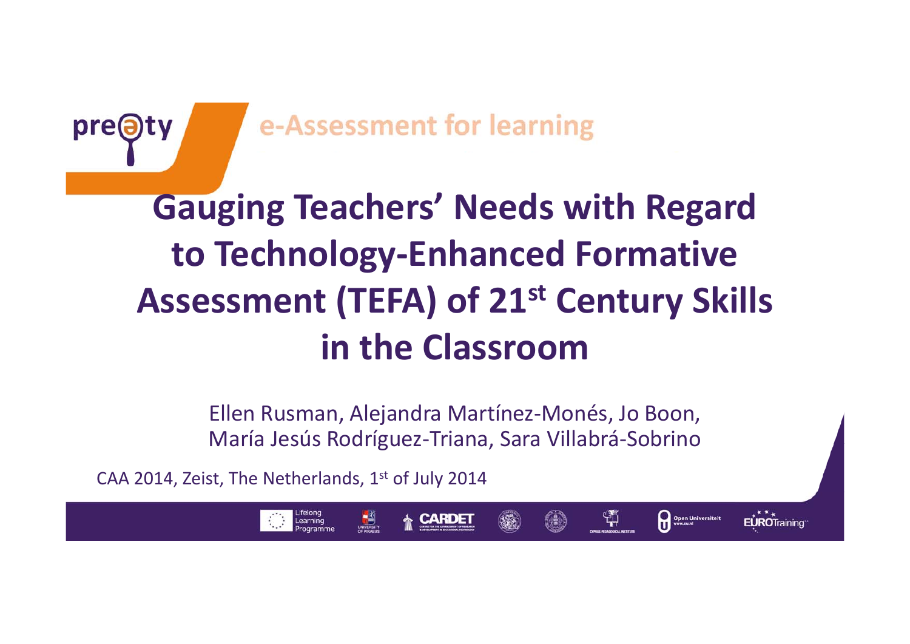pre∂ty e-Assessment for learning

# Gauging Teachers' Needs with Regard to Technology-Enhanced Formative Assessment (TEFA) of 21st Century Skills in the Classroom

Ellen Rusman, Alejandra Martínez-Monés, Jo Boon, María Jesús Rodríguez-Triana, Sara Villabrá-Sobrino

CAA 2014, Zeist, The Netherlands, 1st of July 2014

Lifelong Learning Programme · University of Piraeus · CARDET · Cyprus Pedagogical Institute · Open Universiteit · EUROTraining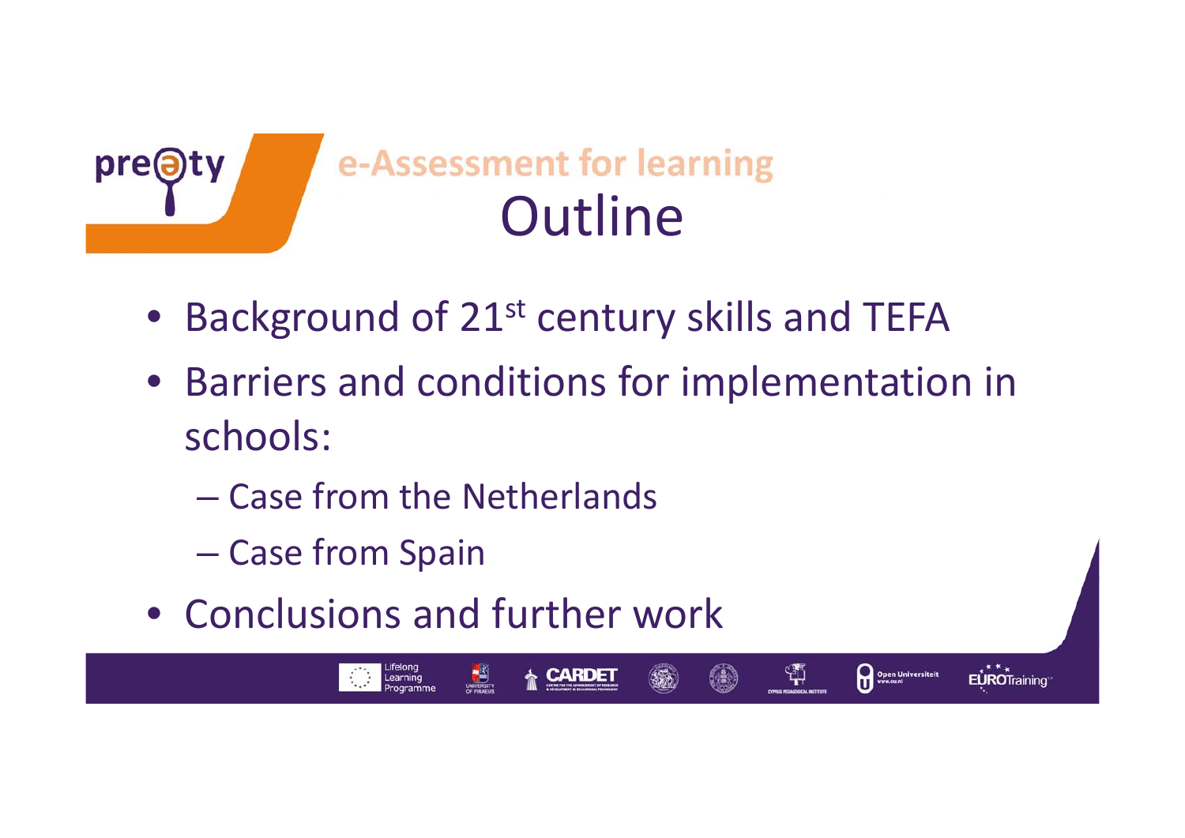e-Assessment for learning

# Outline

- Background of 21st century skills and TEFA
- Barriers and conditions for implementation in schools:
  - Case from the Netherlands
  - Case from Spain
- Conclusions and further work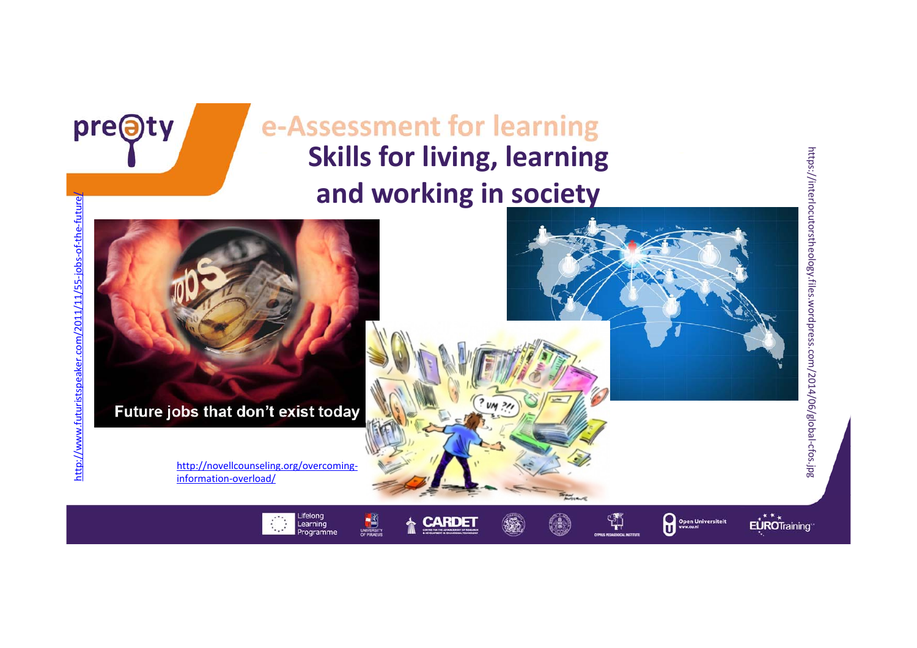# e-Assessment for learning

## Skills for living, learning and working in society

http://www.futuristspeaker.com/2011/11/55-jobs-of-the-future/

Future jobs that don't exist today

http://novellcounseling.org/overcoming-information-overload/

https://interlocutorstheology.files.wordpress.com/2014/06/global-cfos.jpg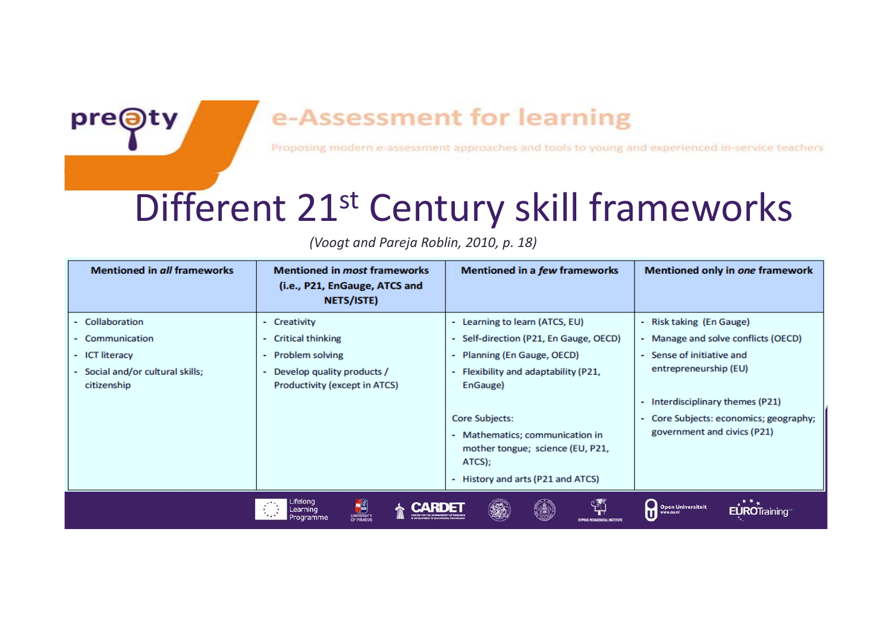# Different 21st Century skill frameworks

*(Voogt and Pareja Roblin, 2010, p. 18)*

| Mentioned in *all* frameworks | Mentioned in *most* frameworks (i.e., P21, EnGauge, ATCS and NETS/ISTE) | Mentioned in a *few* frameworks | Mentioned only in *one* framework |
|---|---|---|---|
| - Collaboration<br>- Communication<br>- ICT literacy<br>- Social and/or cultural skills; citizenship | - Creativity<br>- Critical thinking<br>- Problem solving<br>- Develop quality products / Productivity (except in ATCS) | - Learning to learn (ATCS, EU)<br>- Self-direction (P21, En Gauge, OECD)<br>- Planning (En Gauge, OECD)<br>- Flexibility and adaptability (P21, EnGauge)<br><br>Core Subjects:<br>- Mathematics; communication in mother tongue; science (EU, P21, ATCS);<br>- History and arts (P21 and ATCS) | - Risk taking (En Gauge)<br>- Manage and solve conflicts (OECD)<br>- Sense of initiative and entrepreneurship (EU)<br><br>- Interdisciplinary themes (P21)<br>- Core Subjects: economics; geography; government and civics (P21) |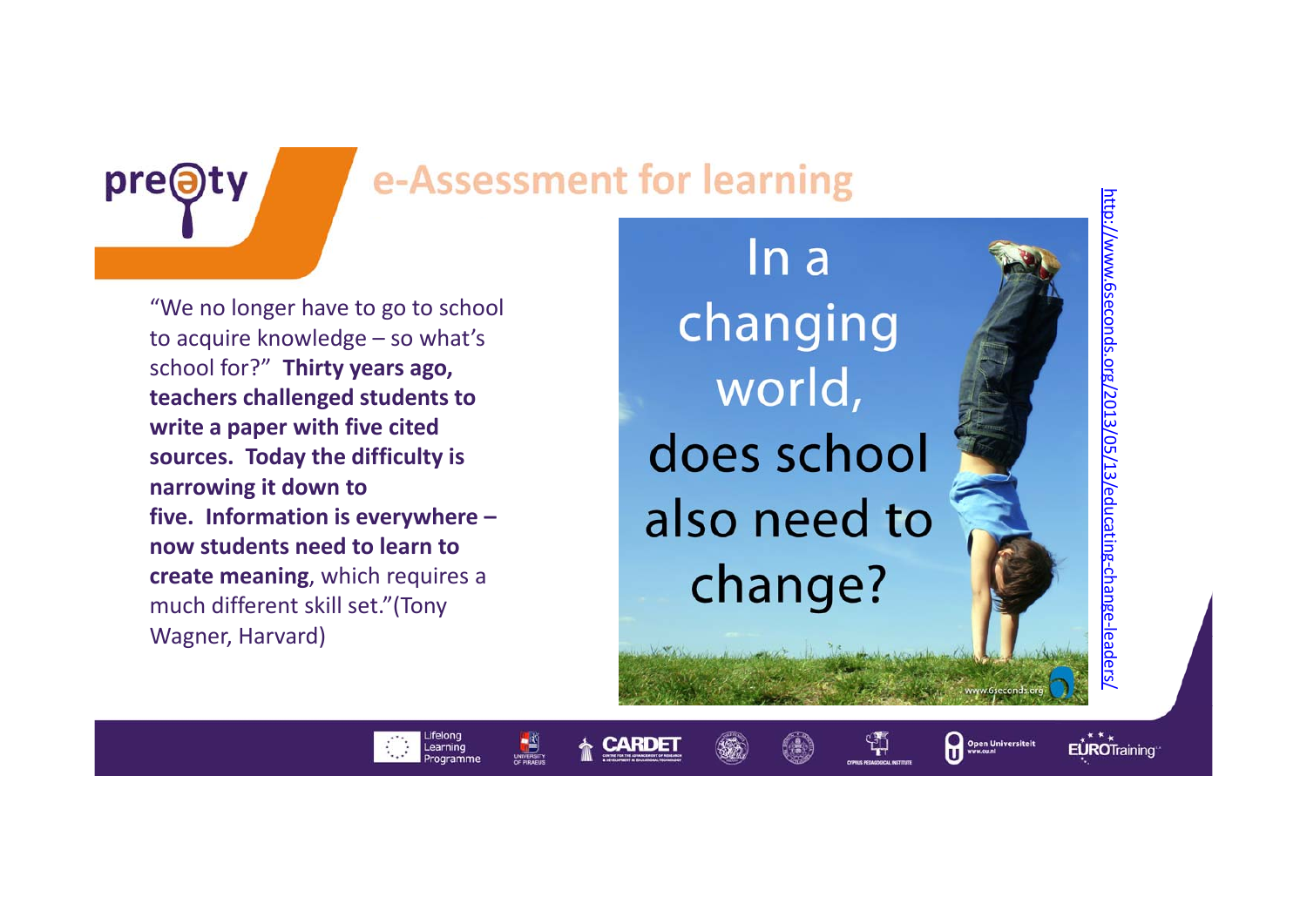# e-Assessment for learning

"We no longer have to go to school to acquire knowledge – so what's school for?" **Thirty years ago, teachers challenged students to write a paper with five cited sources. Today the difficulty is narrowing it down to five. Information is everywhere – now students need to learn to create meaning**, which requires a much different skill set."(Tony Wagner, Harvard)

In a changing world, does school also need to change?

http://www.6seconds.org/2013/05/13/educating-change-leaders/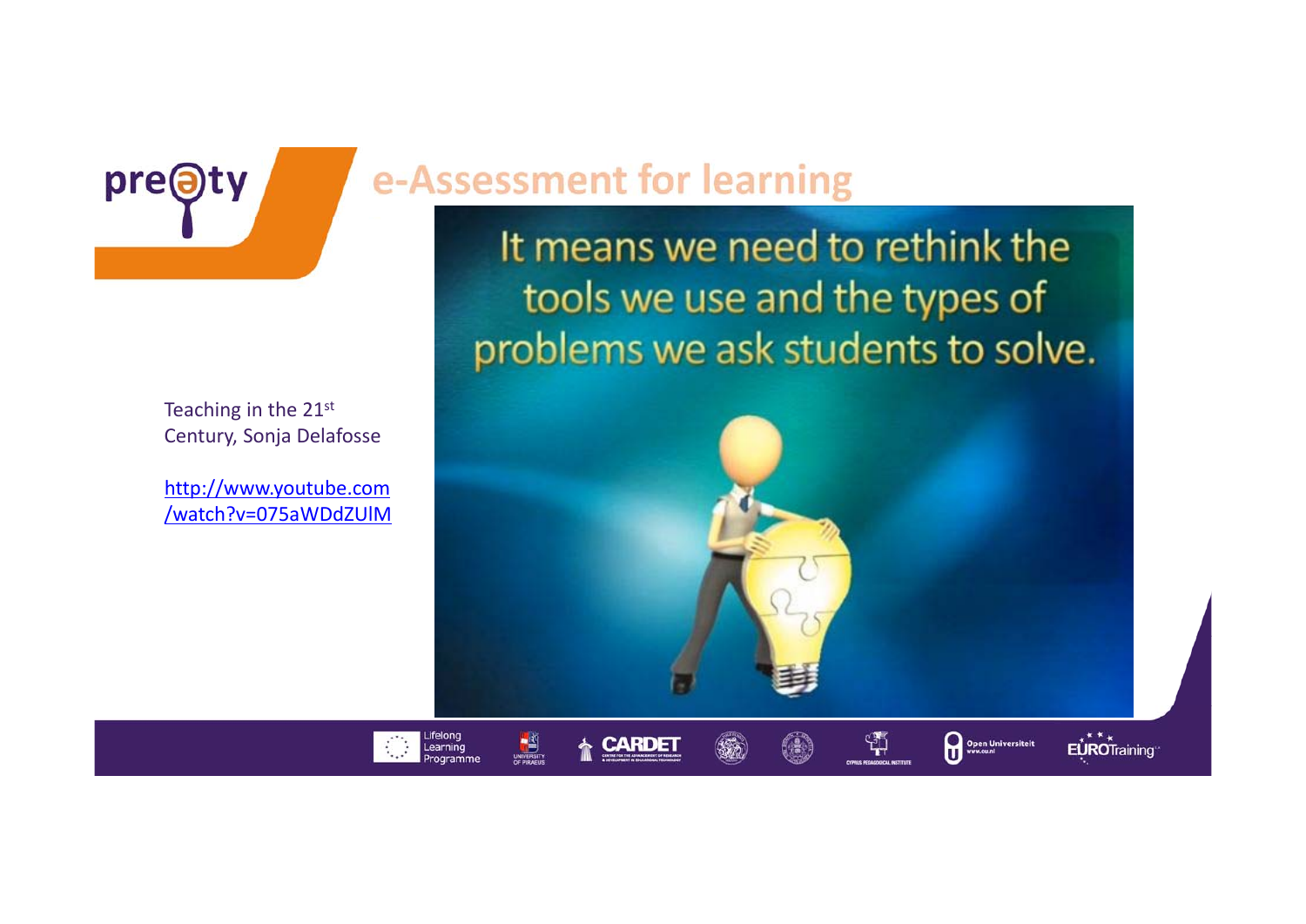# e-Assessment for learning

It means we need to rethink the tools we use and the types of problems we ask students to solve.

Teaching in the 21st Century, Sonja Delafosse

http://www.youtube.com/watch?v=075aWDdZUlM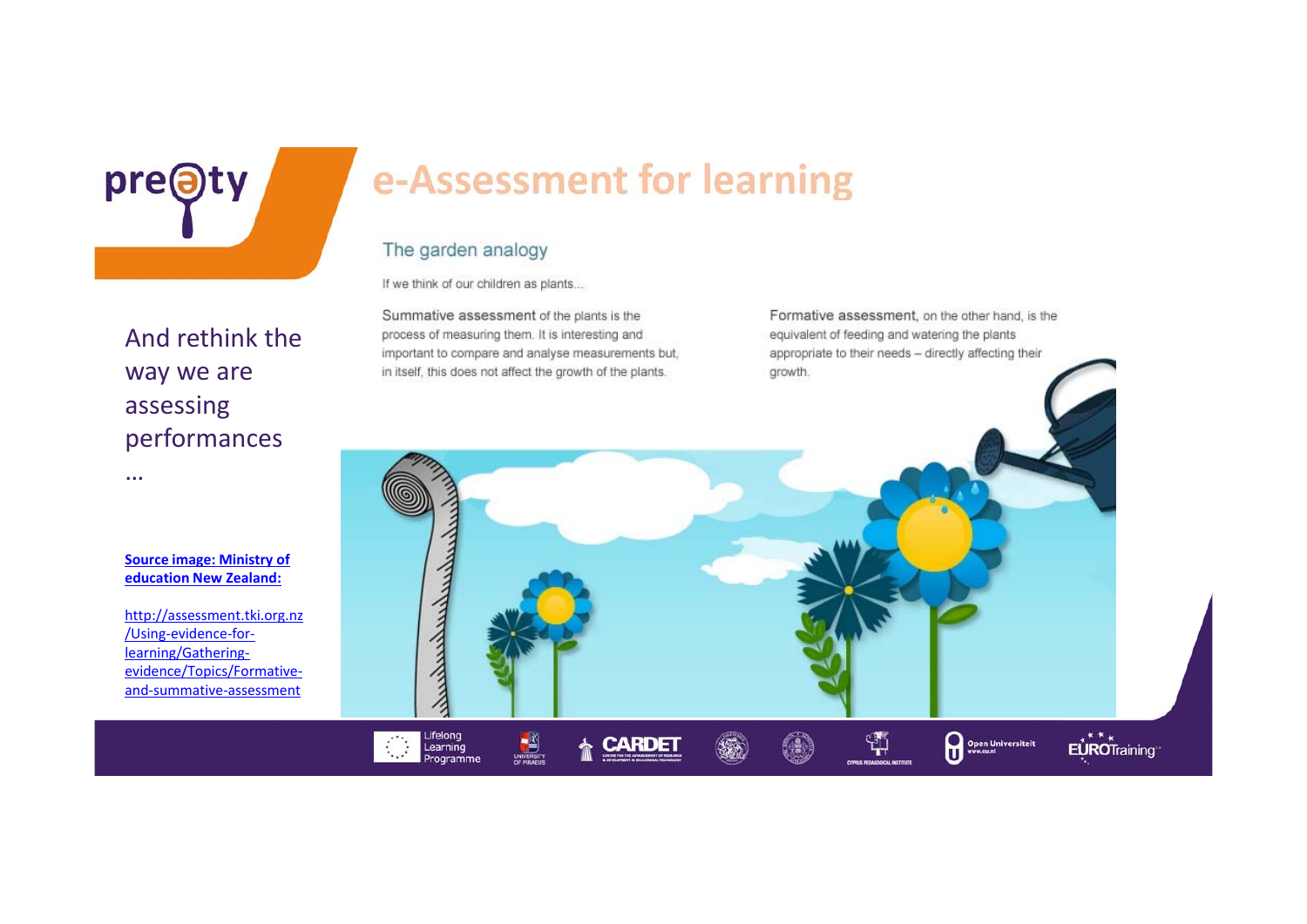# e-Assessment for learning

And rethink the way we are assessing performances

…

## The garden analogy

If we think of our children as plants...

Summative assessment of the plants is the process of measuring them. It is interesting and important to compare and analyse measurements but, in itself, this does not affect the growth of the plants.

Formative assessment, on the other hand, is the equivalent of feeding and watering the plants appropriate to their needs – directly affecting their growth.

**Source image: Ministry of education New Zealand:**

http://assessment.tki.org.nz/Using-evidence-for-learning/Gathering-evidence/Topics/Formative-and-summative-assessment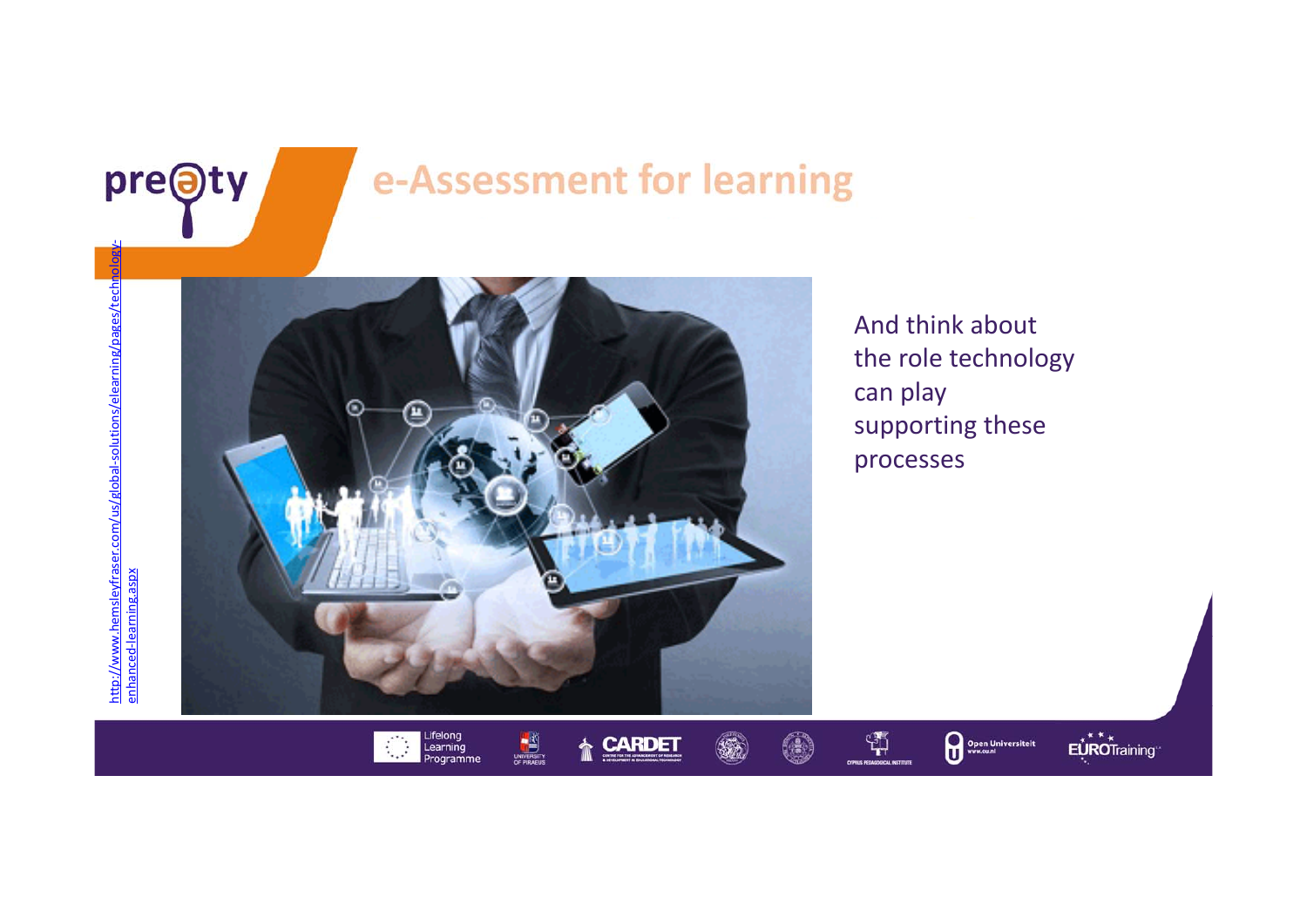# e-Assessment for learning

And think about the role technology can play supporting these processes

http://www.hemsleyfraser.com/us/global-solutions/elearning/pages/technology-enhanced-learning.aspx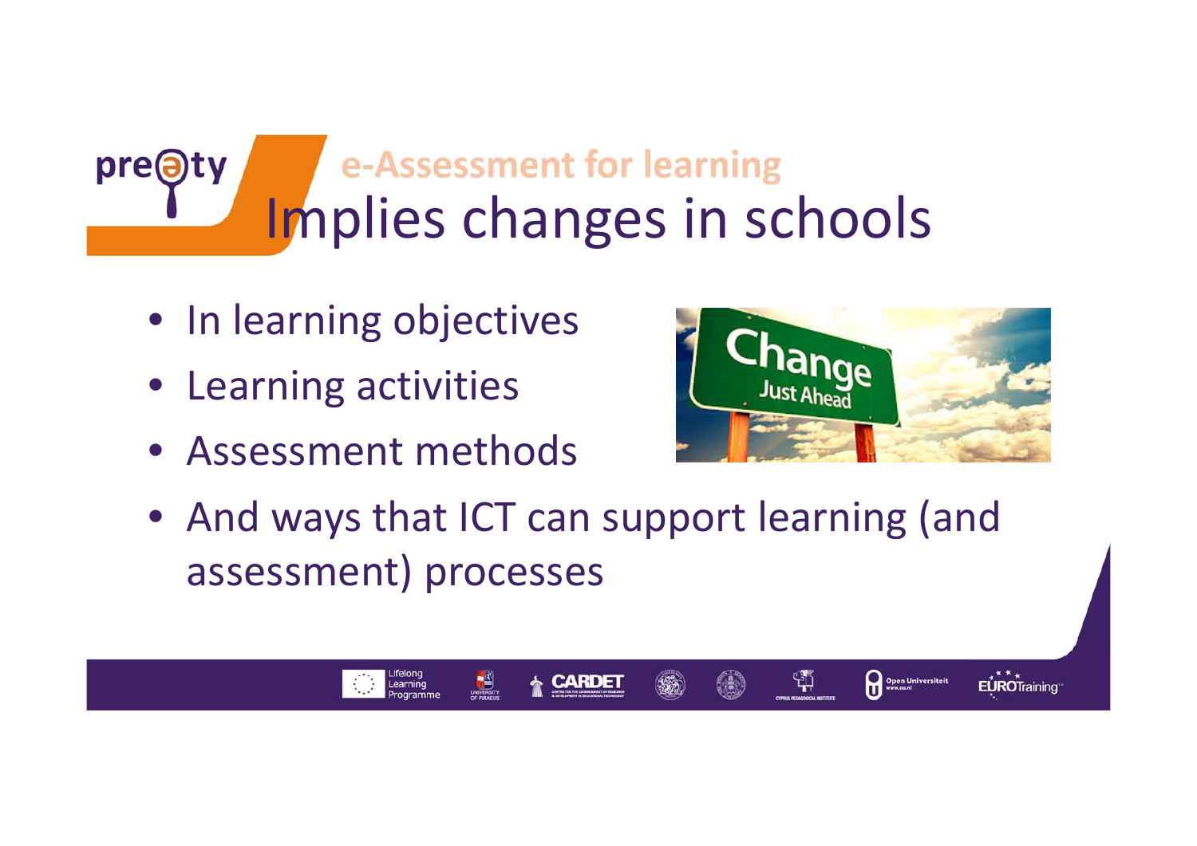e-Assessment for learning

# Implies changes in schools

- In learning objectives
- Learning activities
- Assessment methods
- And ways that ICT can support learning (and assessment) processes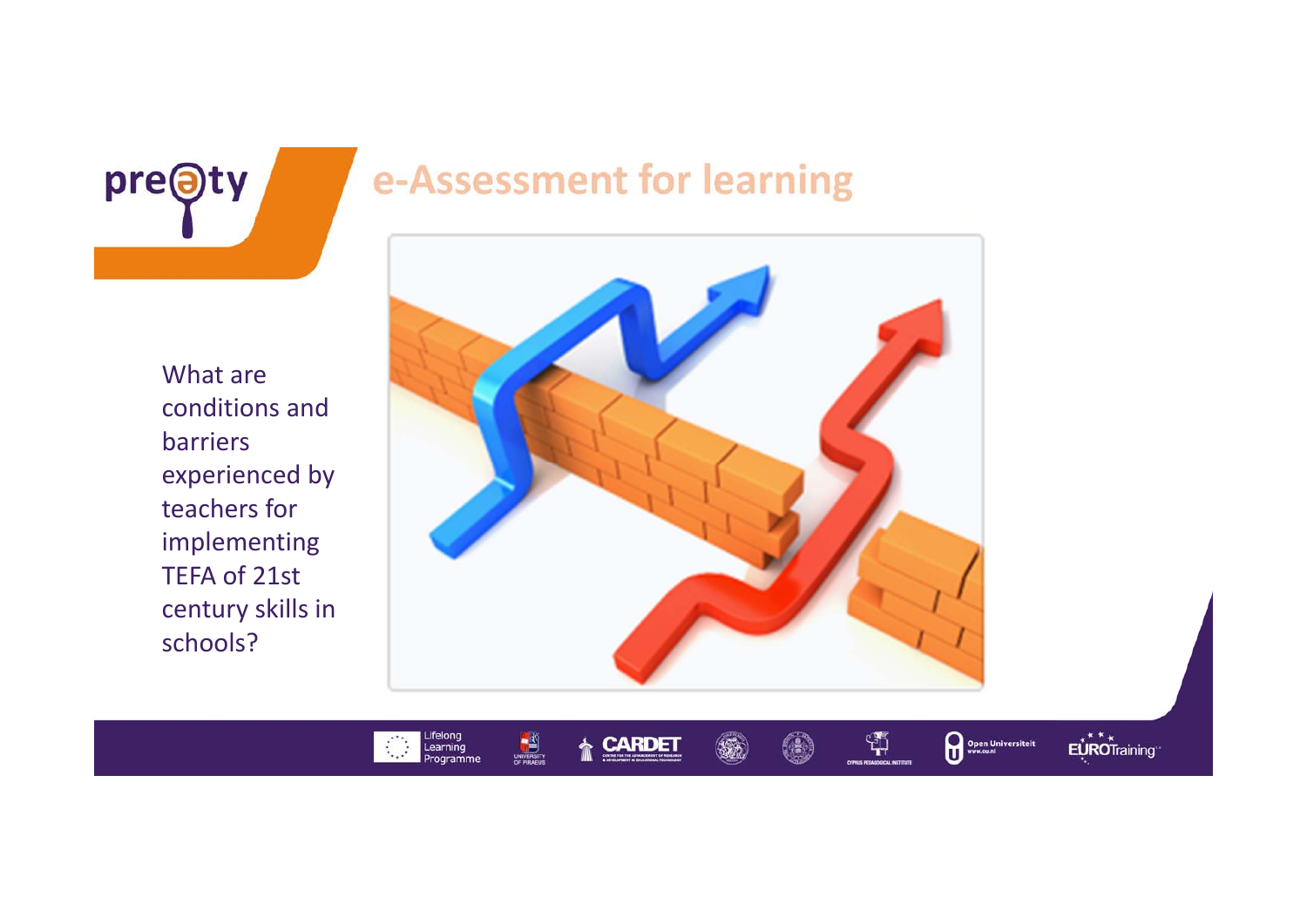# e-Assessment for learning

What are conditions and barriers experienced by teachers for implementing TEFA of 21st century skills in schools?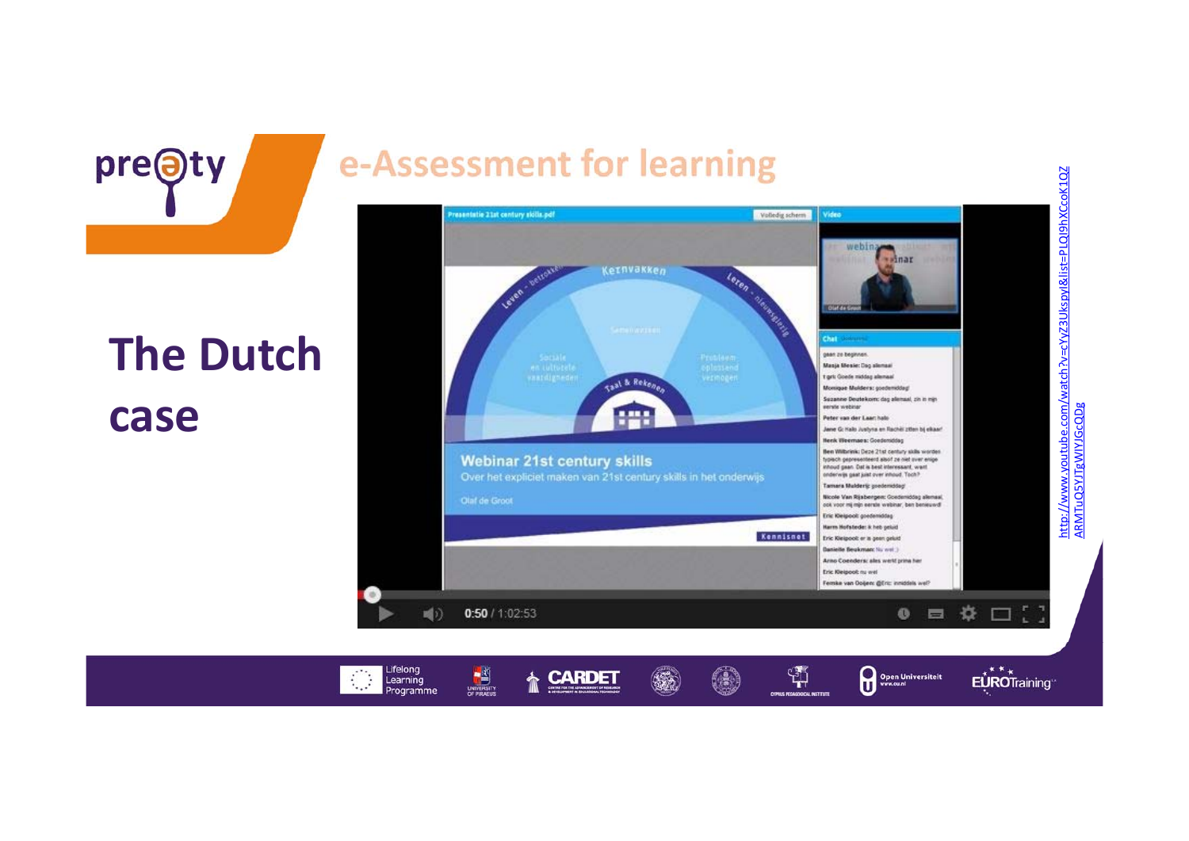# e-Assessment for learning

## The Dutch case

http://www.youtube.com/watch?v=cYyZ3UkspyI&list=PLQI9hXCcoK1OZARMTuQ5YITgWIYJGcQDg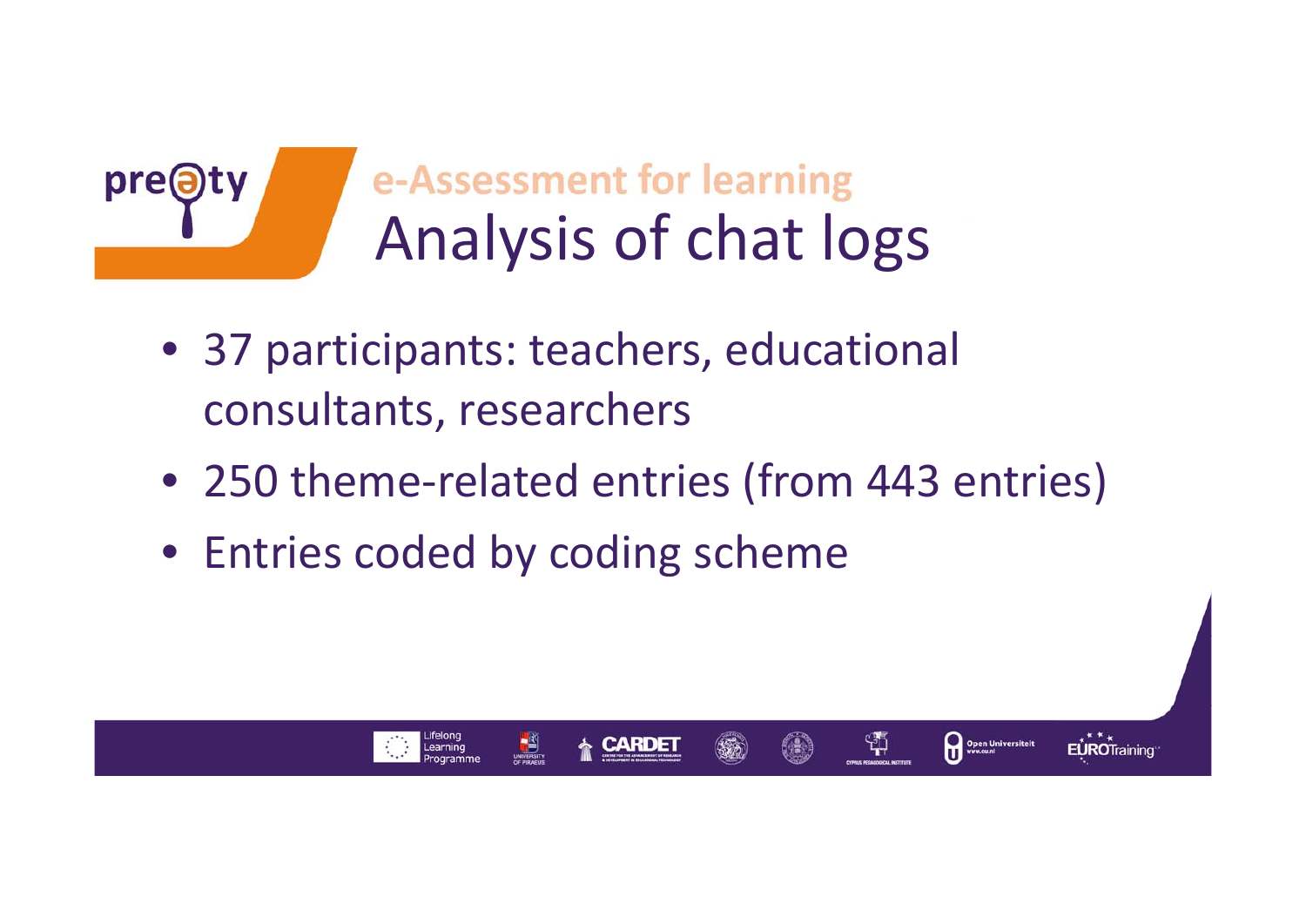# e-Assessment for learning

## Analysis of chat logs

- 37 participants: teachers, educational consultants, researchers
- 250 theme-related entries (from 443 entries)
- Entries coded by coding scheme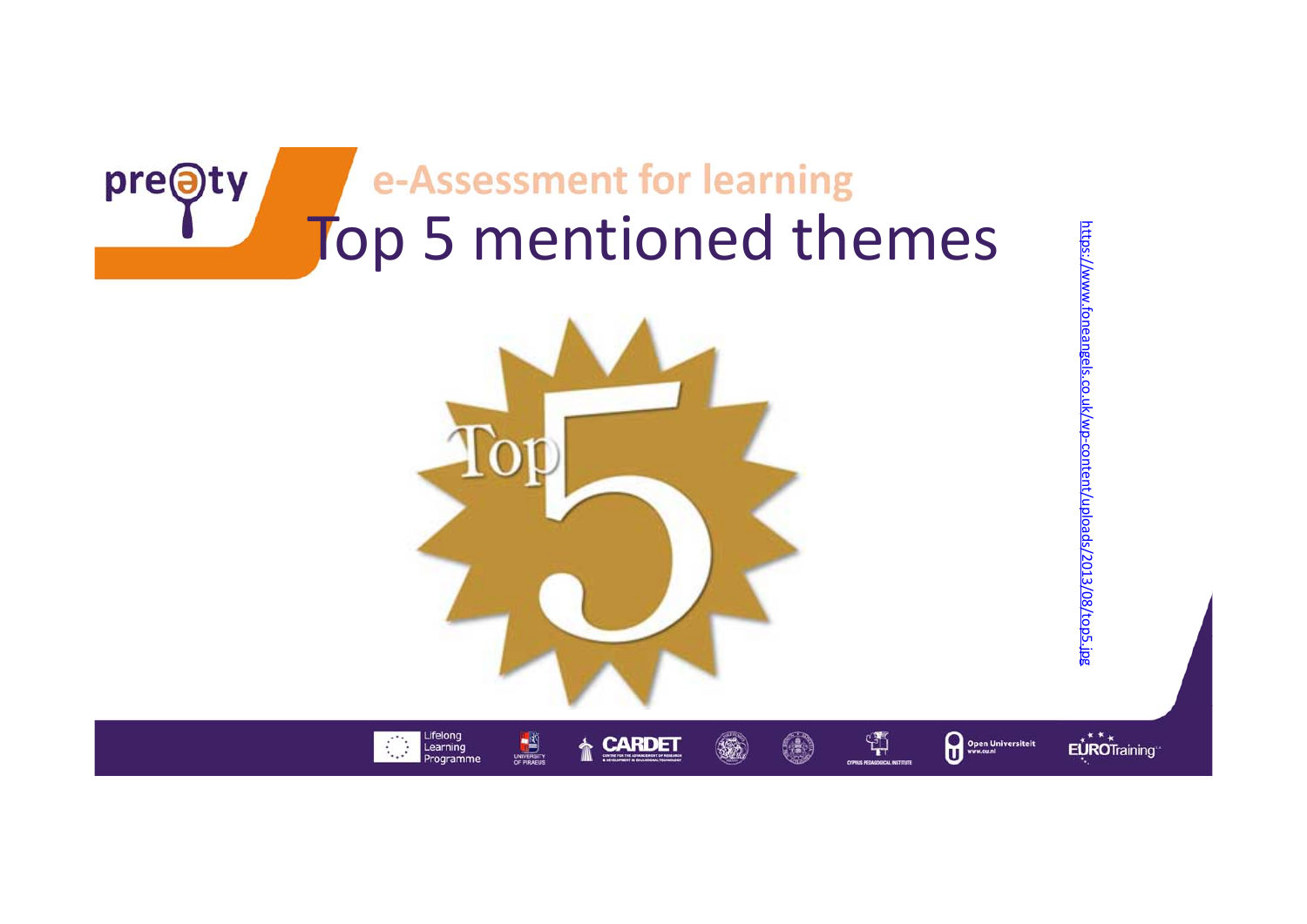e-Assessment for learning

# Top 5 mentioned themes

https://www.foneangels.co.uk/wp-content/uploads/2013/08/top5.jpg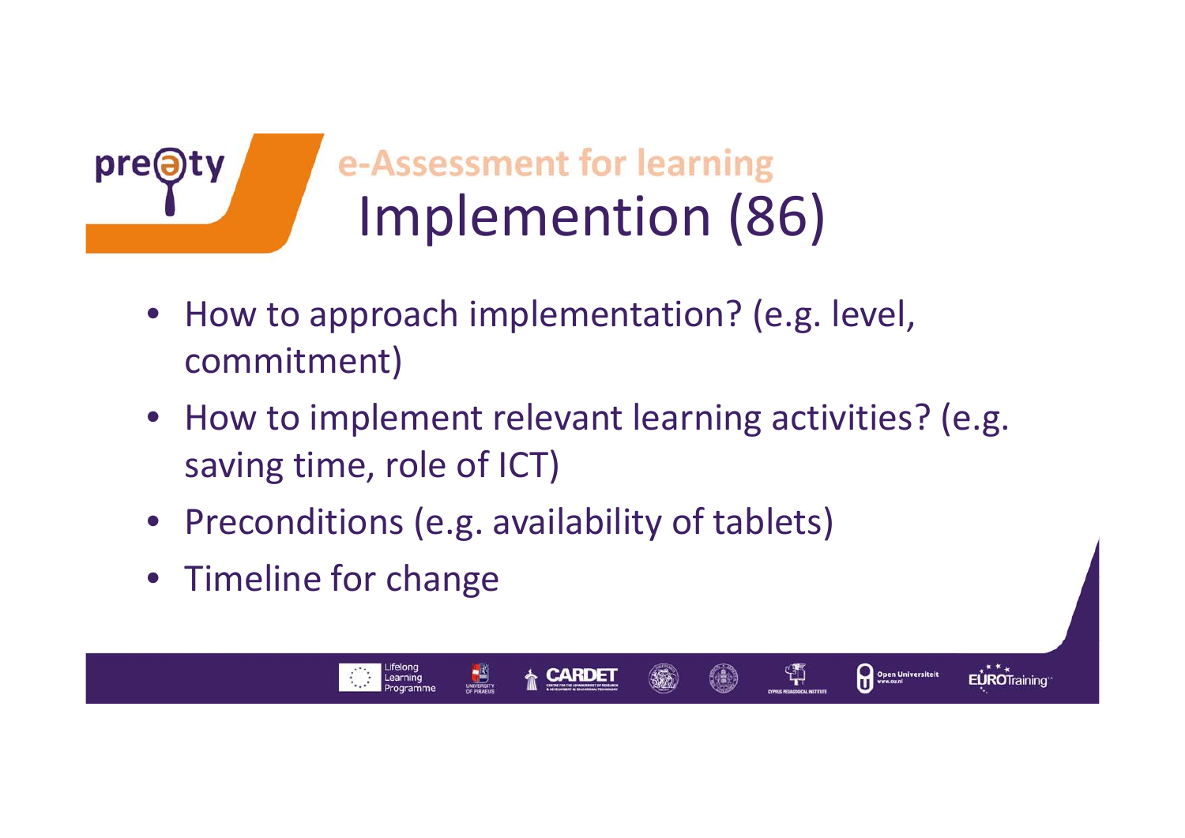## e-Assessment for learning

# Implemention (86)

- How to approach implementation? (e.g. level, commitment)
- How to implement relevant learning activities? (e.g. saving time, role of ICT)
- Preconditions (e.g. availability of tablets)
- Timeline for change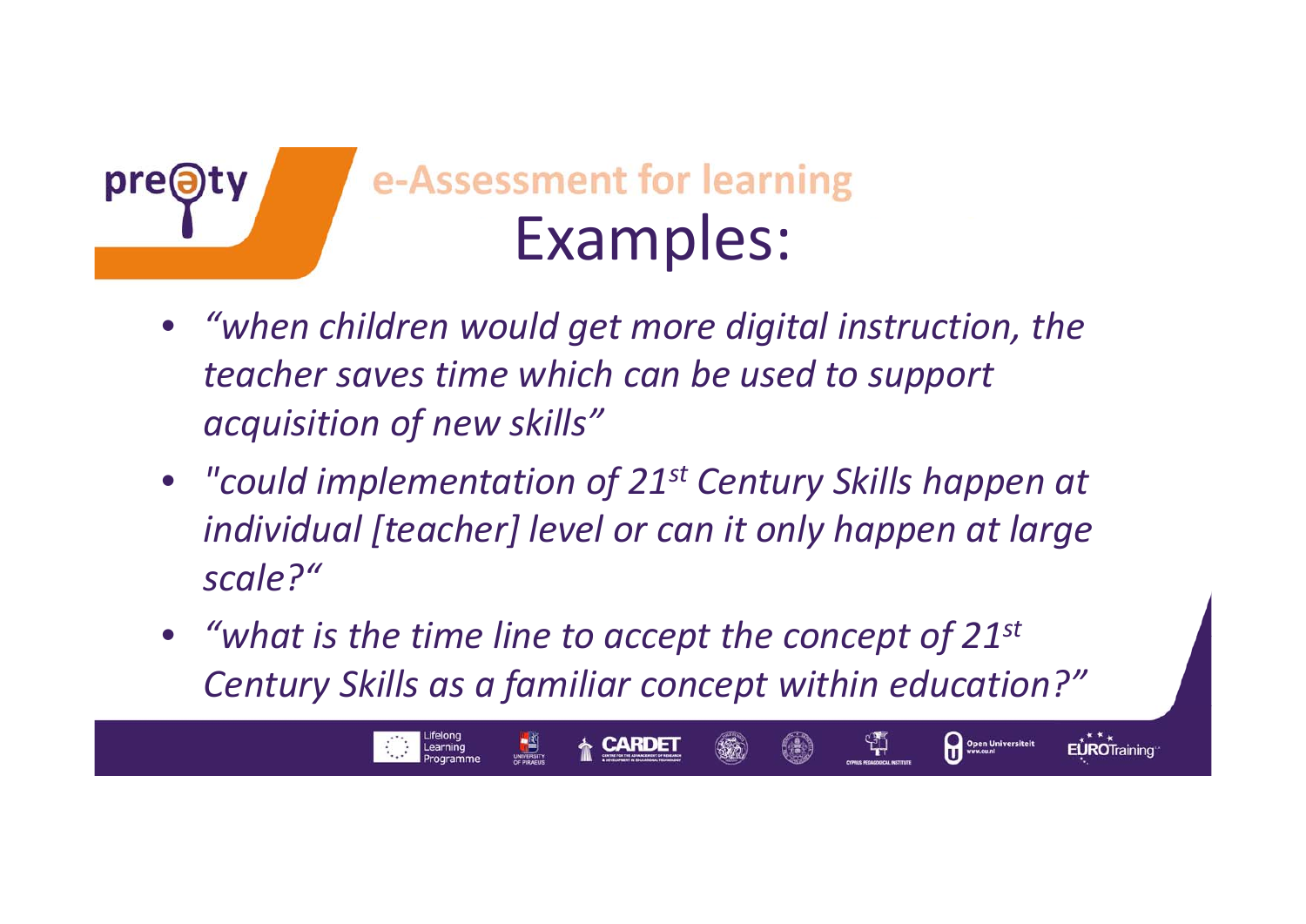## e-Assessment for learning

# Examples:

- *"when children would get more digital instruction, the teacher saves time which can be used to support acquisition of new skills"*
- *"could implementation of 21st Century Skills happen at individual [teacher] level or can it only happen at large scale?"*
- *"what is the time line to accept the concept of 21st Century Skills as a familiar concept within education?"*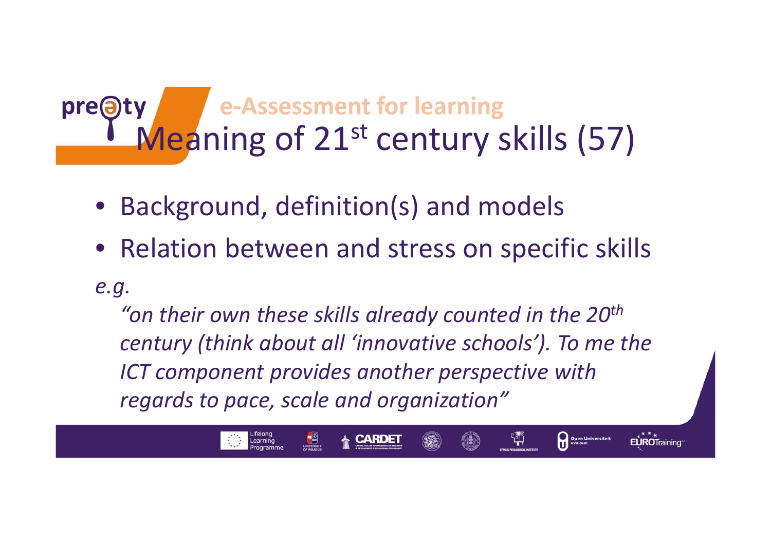# Meaning of 21$^{st}$ century skills (57)

- Background, definition(s) and models
- Relation between and stress on specific skills

*e.g.*

*"on their own these skills already counted in the 20$^{th}$ century (think about all 'innovative schools'). To me the ICT component provides another perspective with regards to pace, scale and organization"*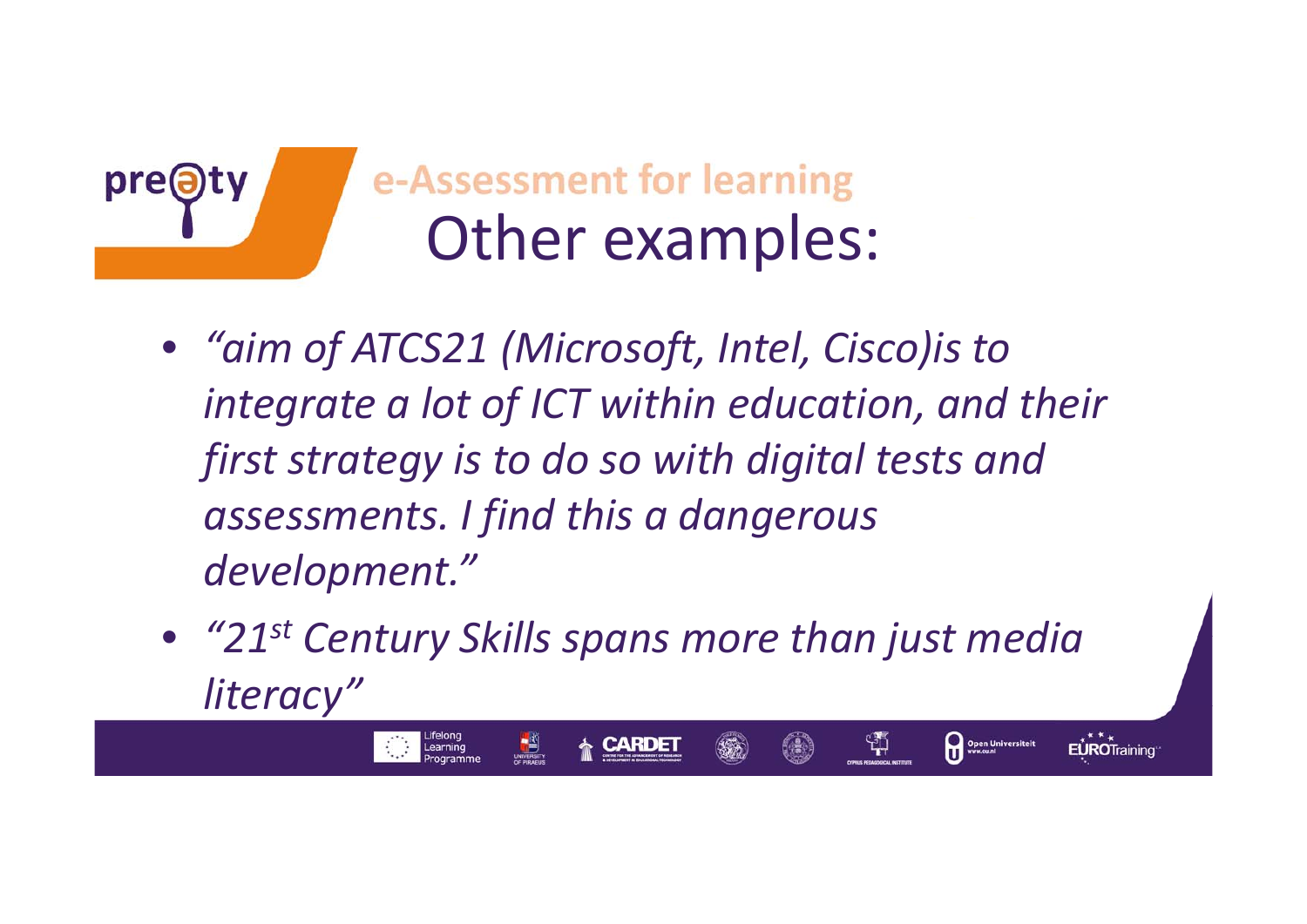## e-Assessment for learning

# Other examples:

- *"aim of ATCS21 (Microsoft, Intel, Cisco)is to integrate a lot of ICT within education, and their first strategy is to do so with digital tests and assessments. I find this a dangerous development."*
- *"21st Century Skills spans more than just media literacy"*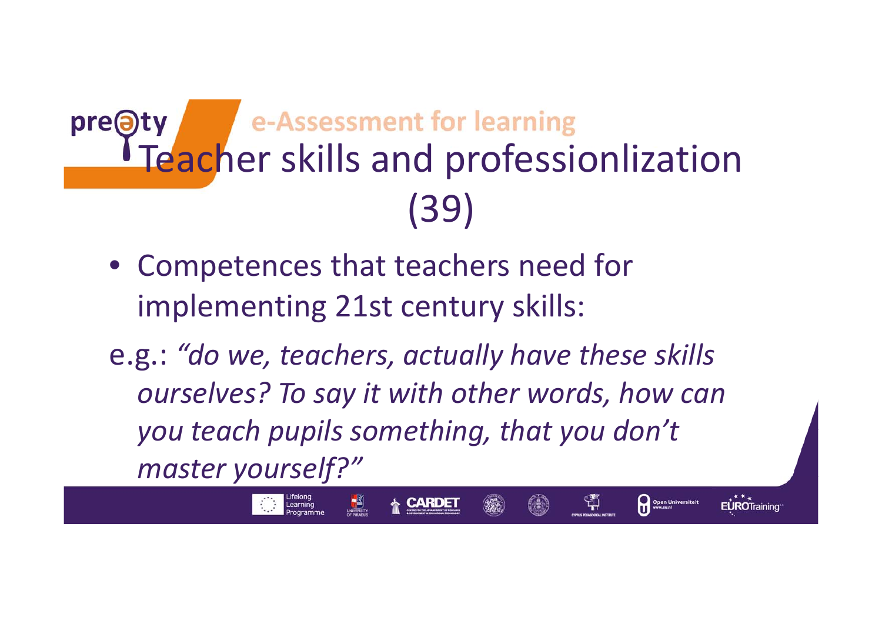# Teacher skills and professionlization (39)

- Competences that teachers need for implementing 21st century skills:

e.g.: *"do we, teachers, actually have these skills ourselves? To say it with other words, how can you teach pupils something, that you don't master yourself?"*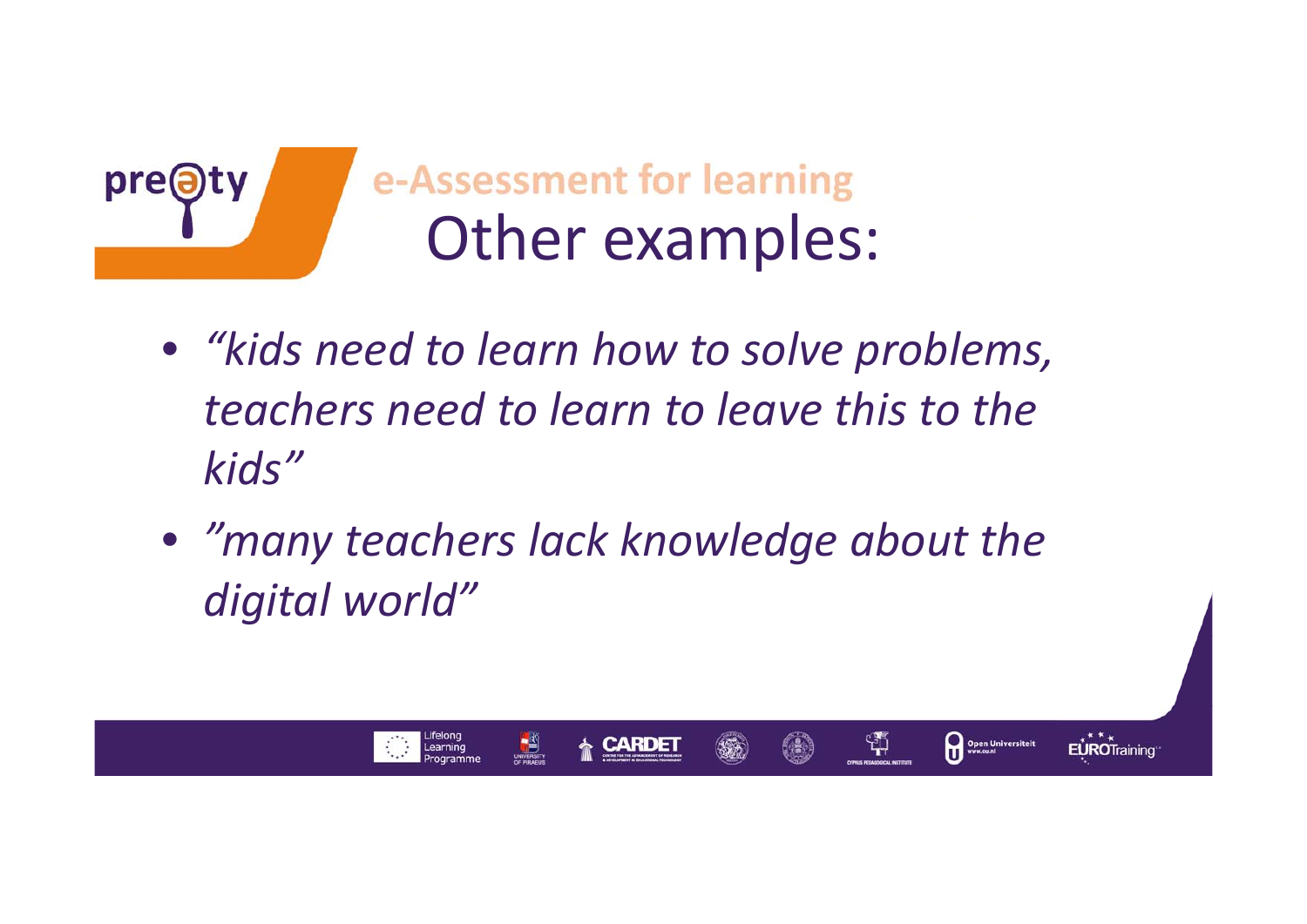## e-Assessment for learning

# Other examples:

- *“kids need to learn how to solve problems, teachers need to learn to leave this to the kids”*
- *”many teachers lack knowledge about the digital world”*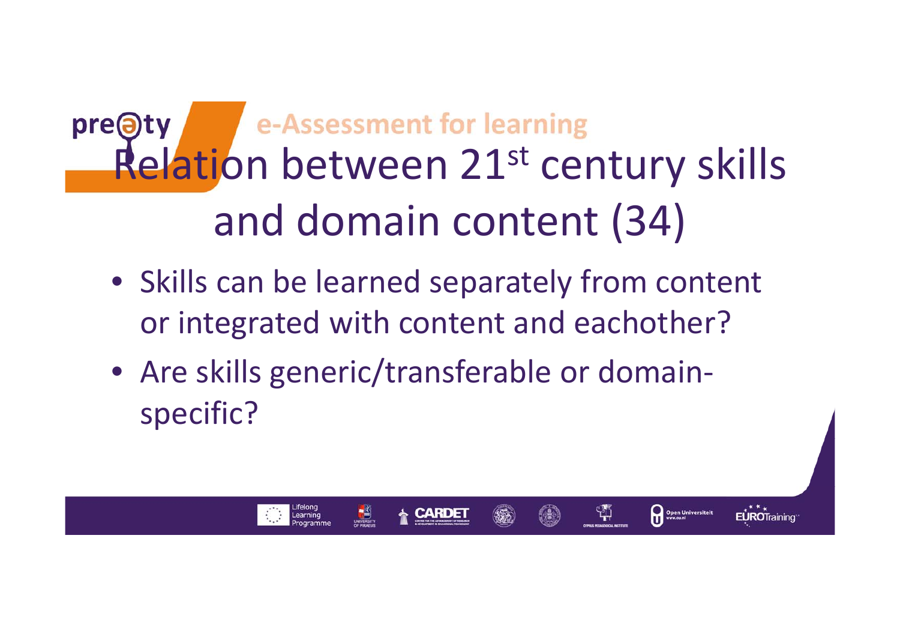# Relation between 21st century skills and domain content (34)

- Skills can be learned separately from content or integrated with content and eachother?
- Are skills generic/transferable or domain-specific?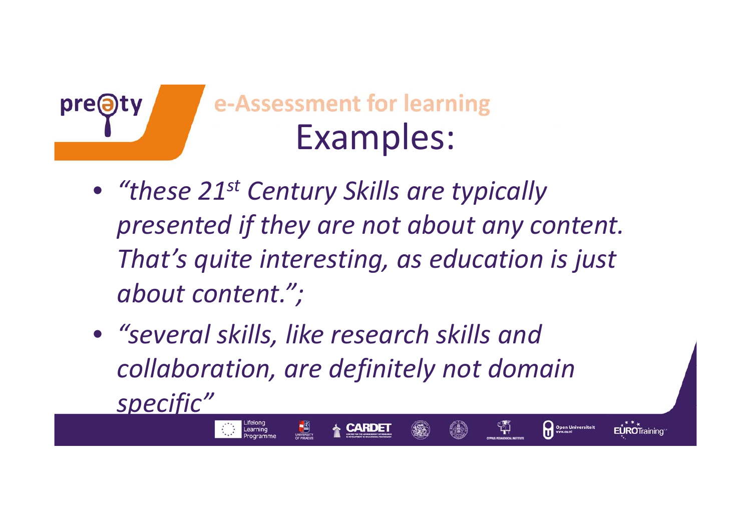e-Assessment for learning

# Examples:

- *"these 21st Century Skills are typically presented if they are not about any content. That's quite interesting, as education is just about content.";*
- *"several skills, like research skills and collaboration, are definitely not domain specific"*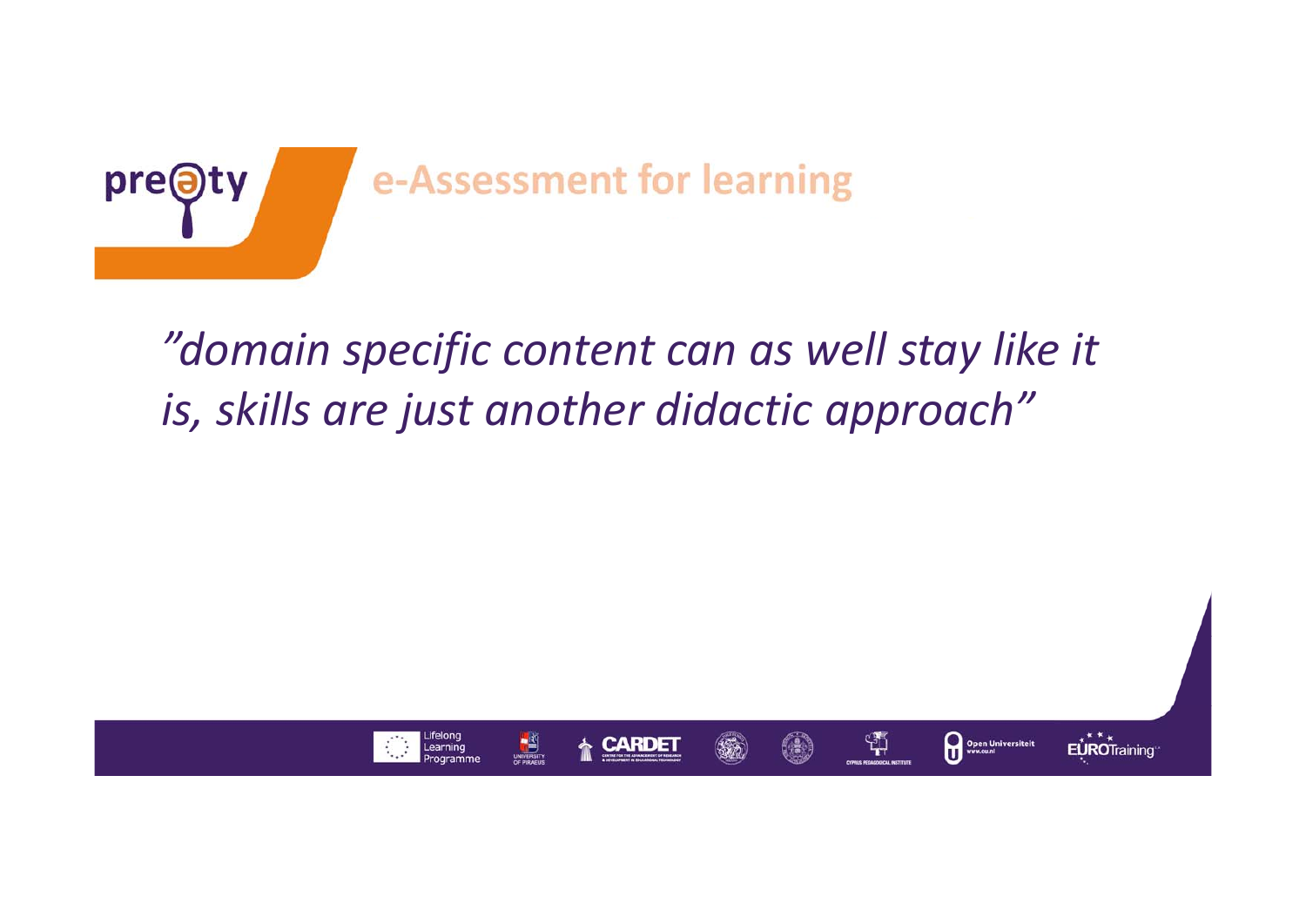*"domain specific content can as well stay like it is, skills are just another didactic approach"*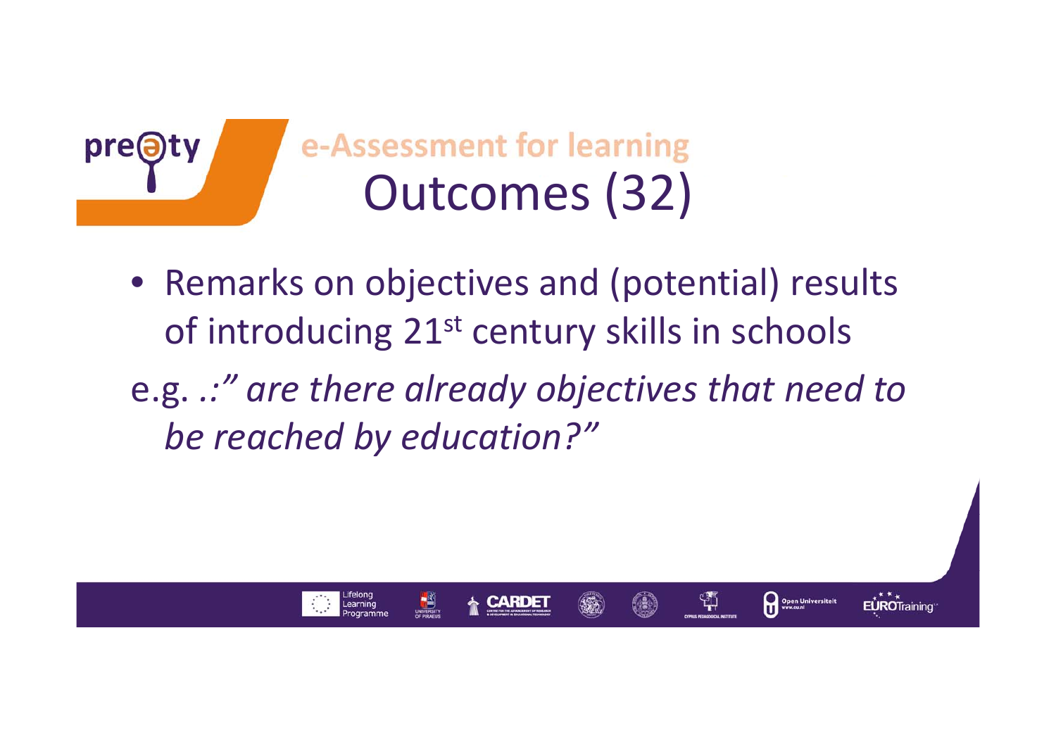# e-Assessment for learning

## Outcomes (32)

- Remarks on objectives and (potential) results of introducing 21st century skills in schools

e.g. .:" *are there already objectives that need to be reached by education?"*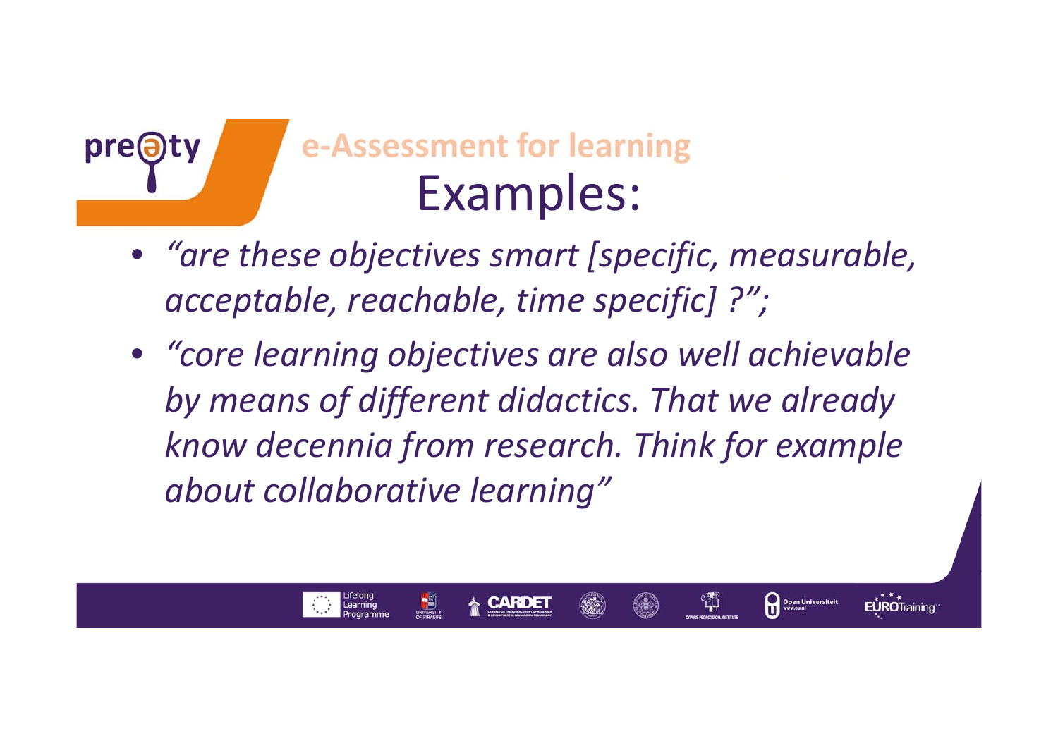## e-Assessment for learning

# Examples:

- *“are these objectives smart [specific, measurable, acceptable, reachable, time specific] ?”;*
- *“core learning objectives are also well achievable by means of different didactics. That we already know decennia from research. Think for example about collaborative learning”*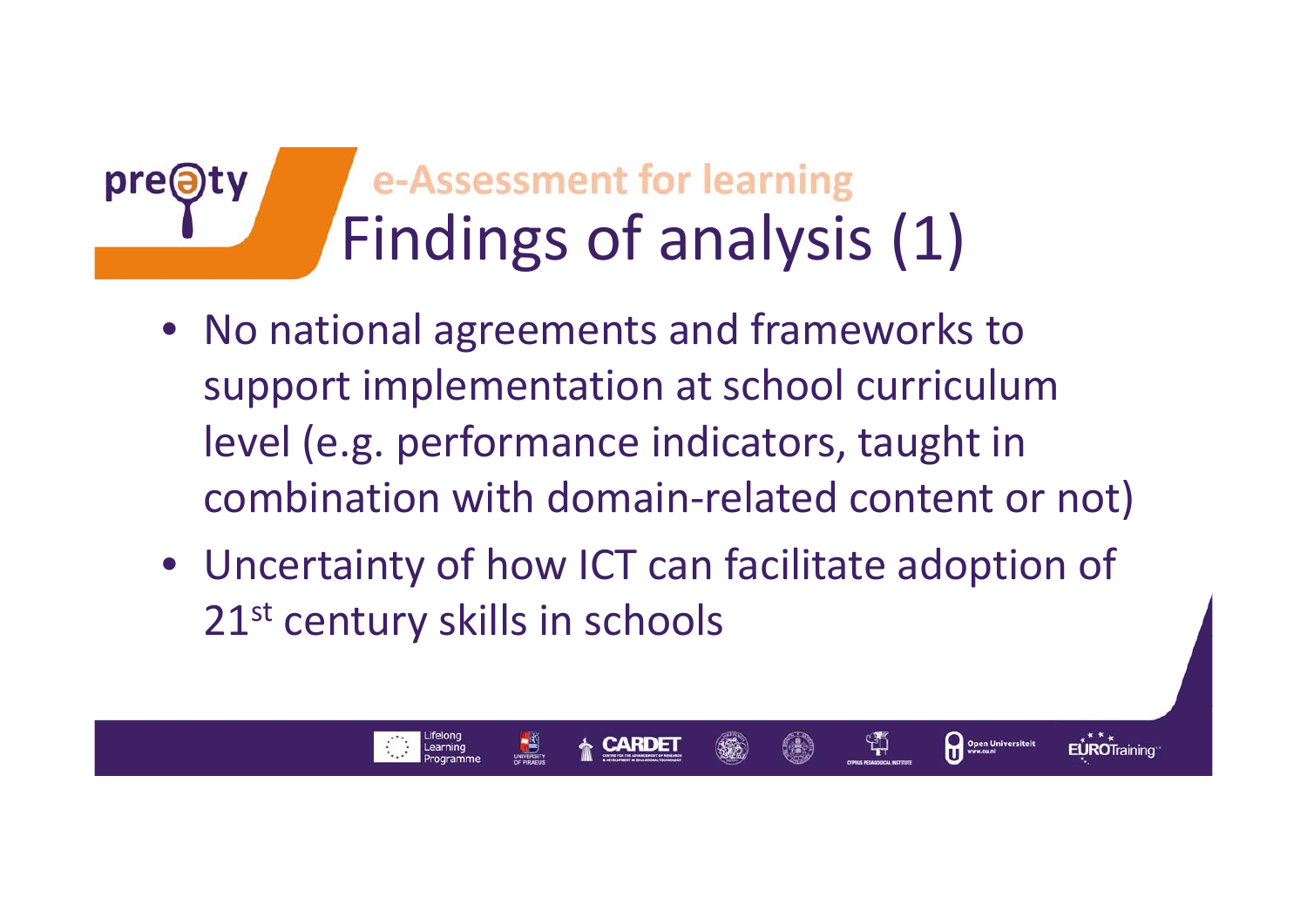## e-Assessment for learning

# Findings of analysis (1)

- No national agreements and frameworks to support implementation at school curriculum level (e.g. performance indicators, taught in combination with domain-related content or not)
- Uncertainty of how ICT can facilitate adoption of 21st century skills in schools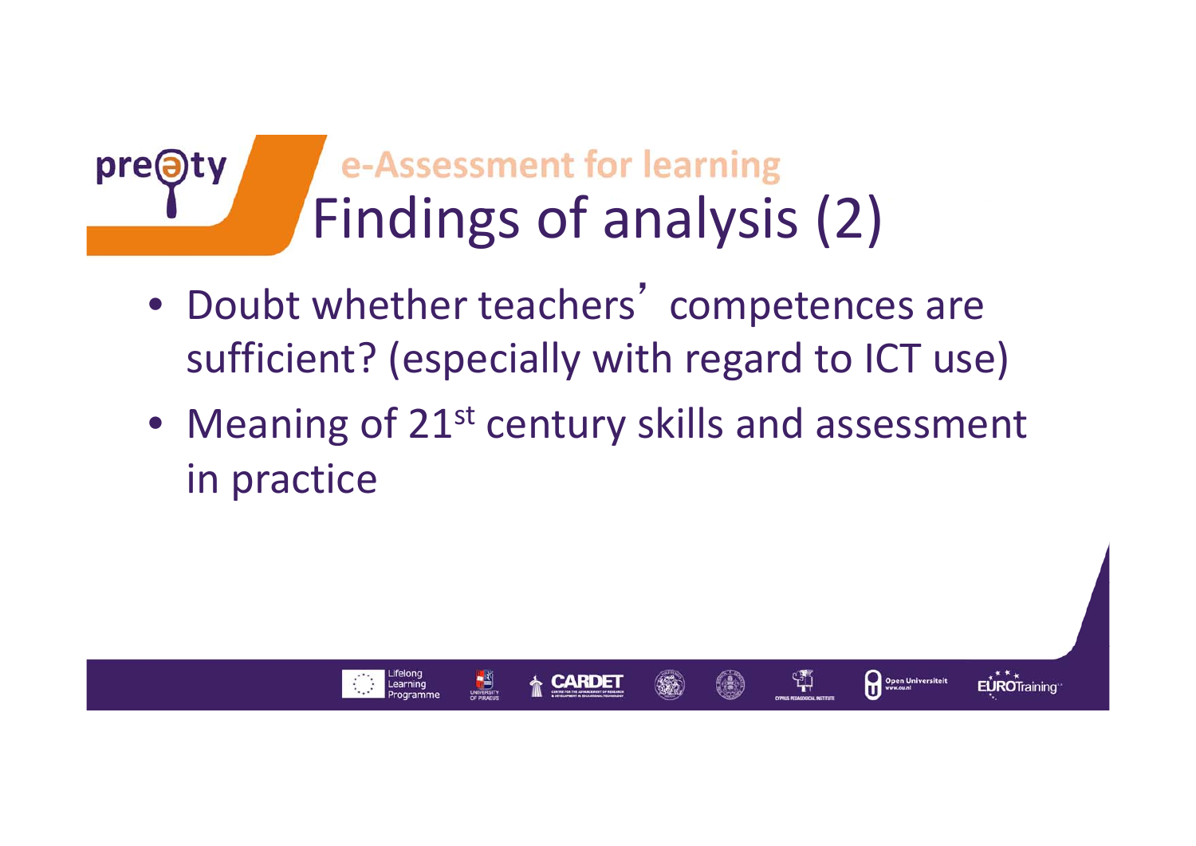e-Assessment for learning

# Findings of analysis (2)

- Doubt whether teachers' competences are sufficient? (especially with regard to ICT use)
- Meaning of 21st century skills and assessment in practice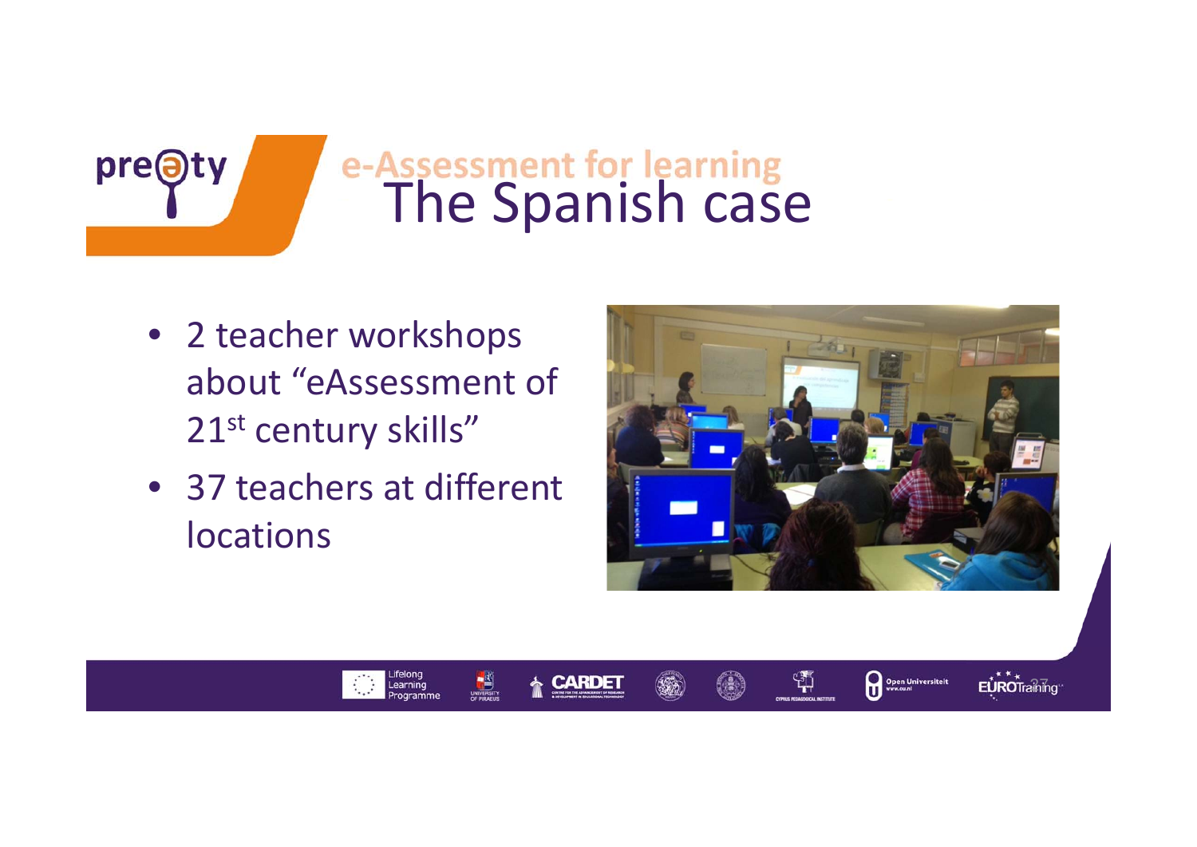# e-Assessment for learning
## The Spanish case

- 2 teacher workshops about “eAssessment of 21st century skills”
- 37 teachers at different locations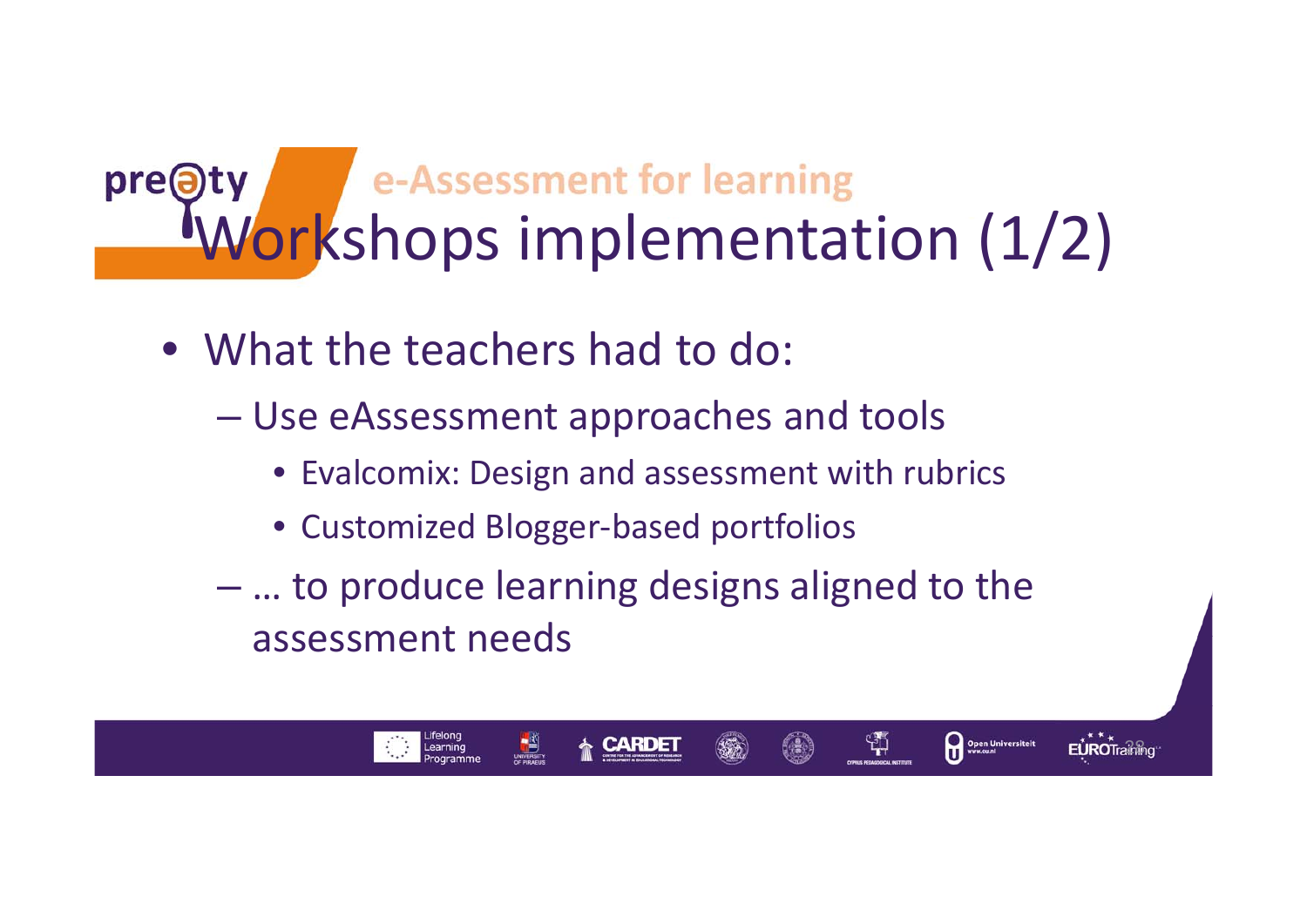# Workshops implementation (1/2)

- What the teachers had to do:
  - Use eAssessment approaches and tools
    - Evalcomix: Design and assessment with rubrics
    - Customized Blogger-based portfolios
  - … to produce learning designs aligned to the assessment needs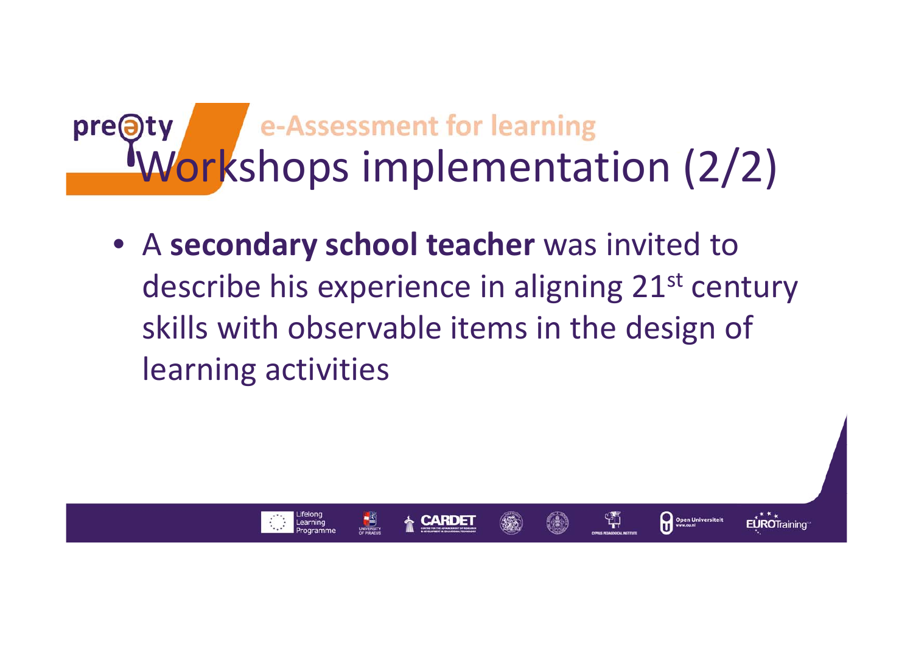# Workshops implementation (2/2)

- A **secondary school teacher** was invited to describe his experience in aligning 21st century skills with observable items in the design of learning activities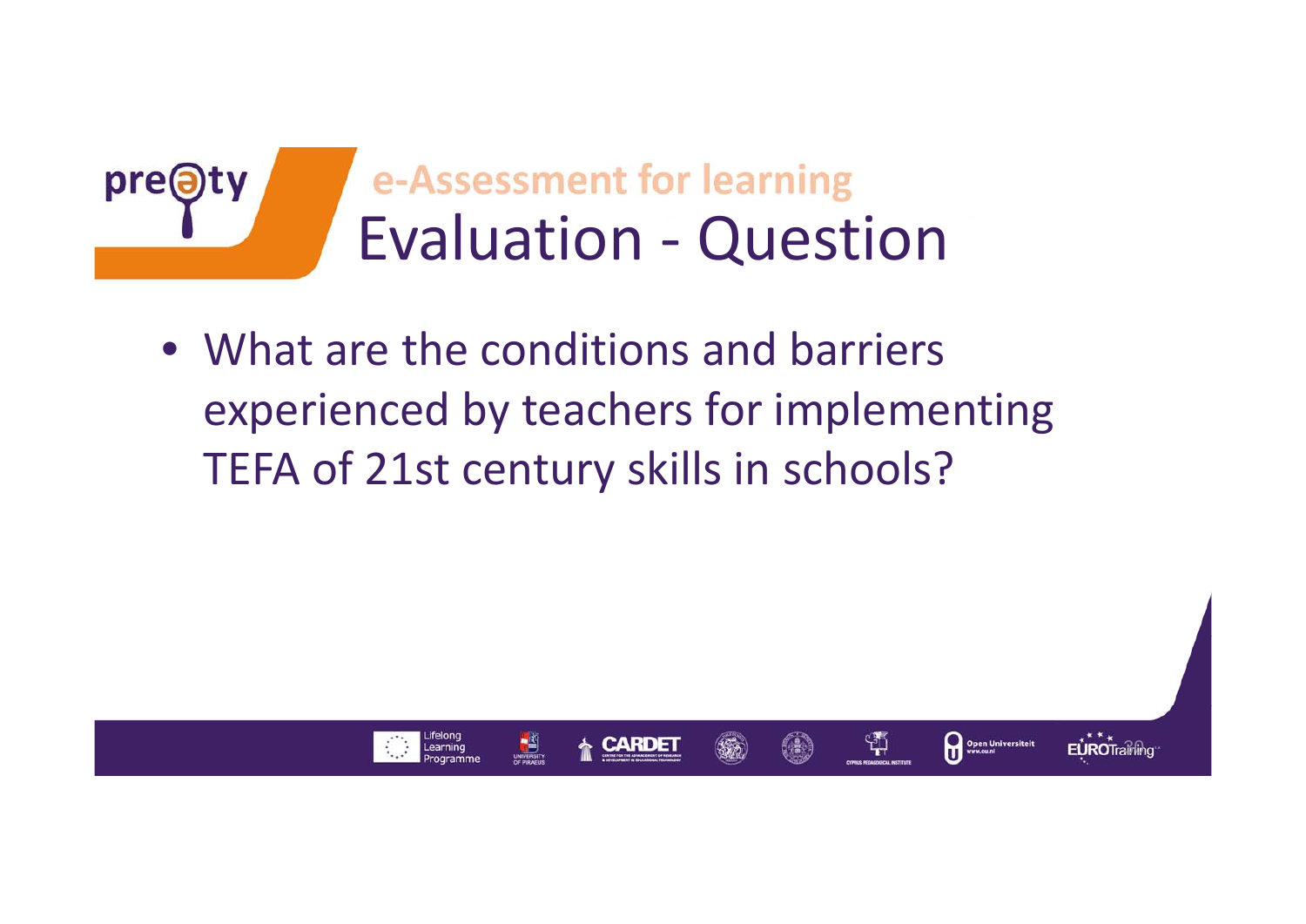## e-Assessment for learning

# Evaluation - Question

- What are the conditions and barriers experienced by teachers for implementing TEFA of 21st century skills in schools?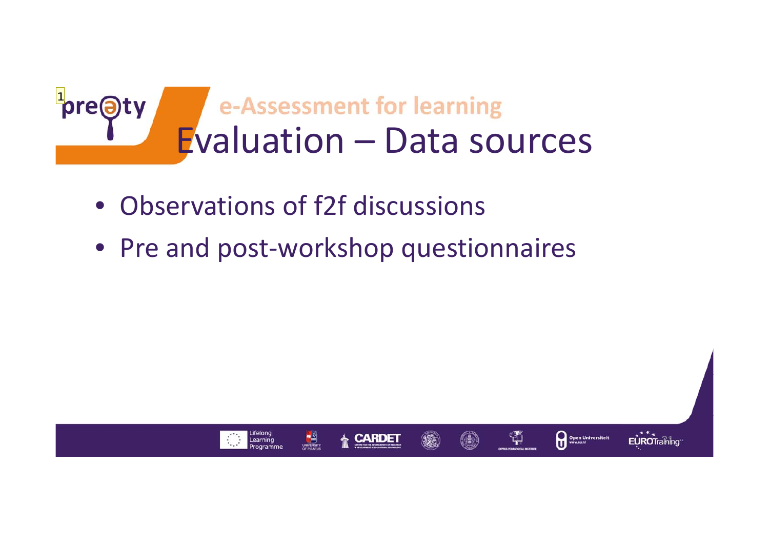# e-Assessment for learning

## Evaluation – Data sources

- Observations of f2f discussions
- Pre and post-workshop questionnaires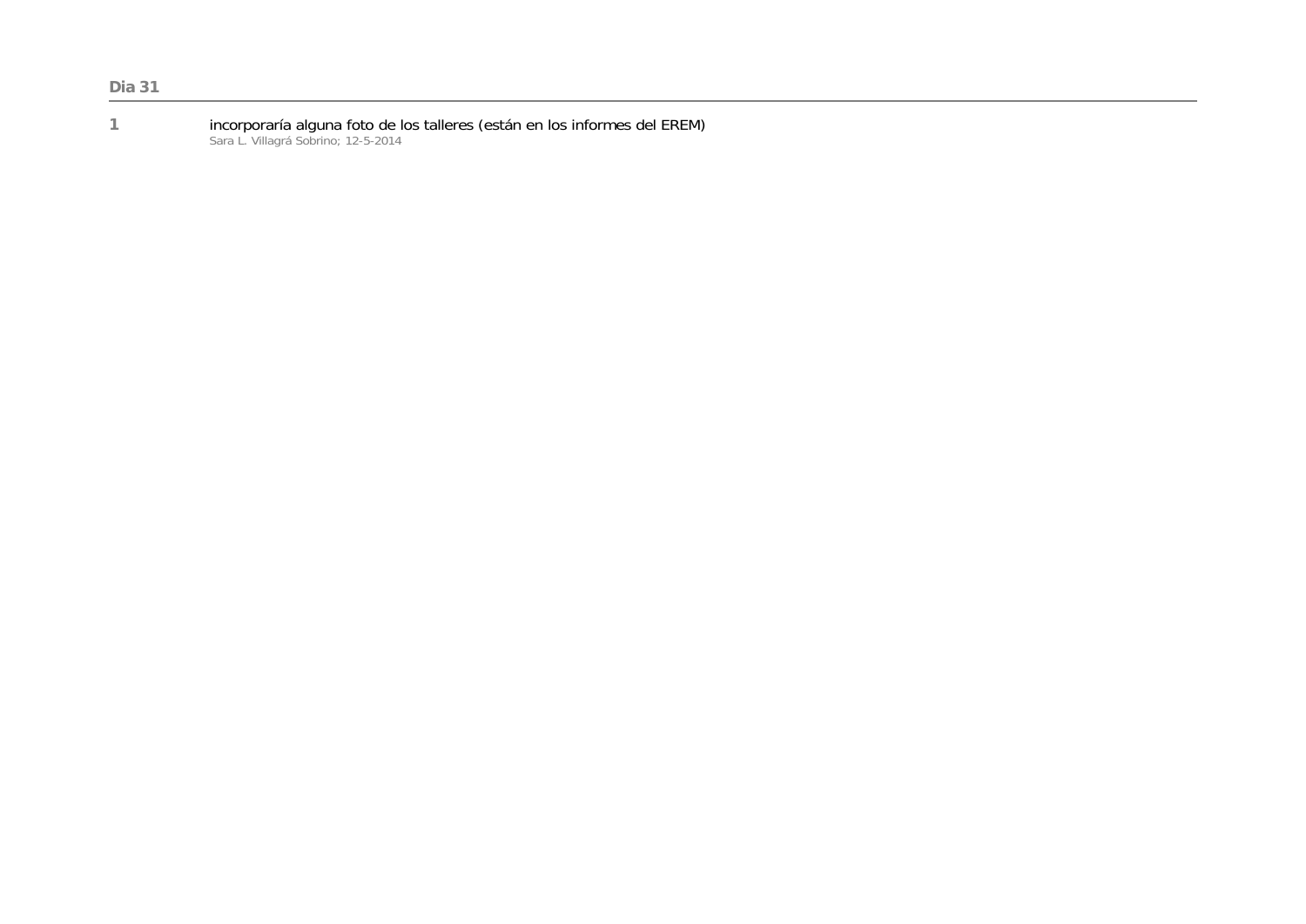**Dia 31**

---

**1** incorporaría alguna foto de los talleres (están en los informes del EREM)
Sara L. Villagrá Sobrino; 12-5-2014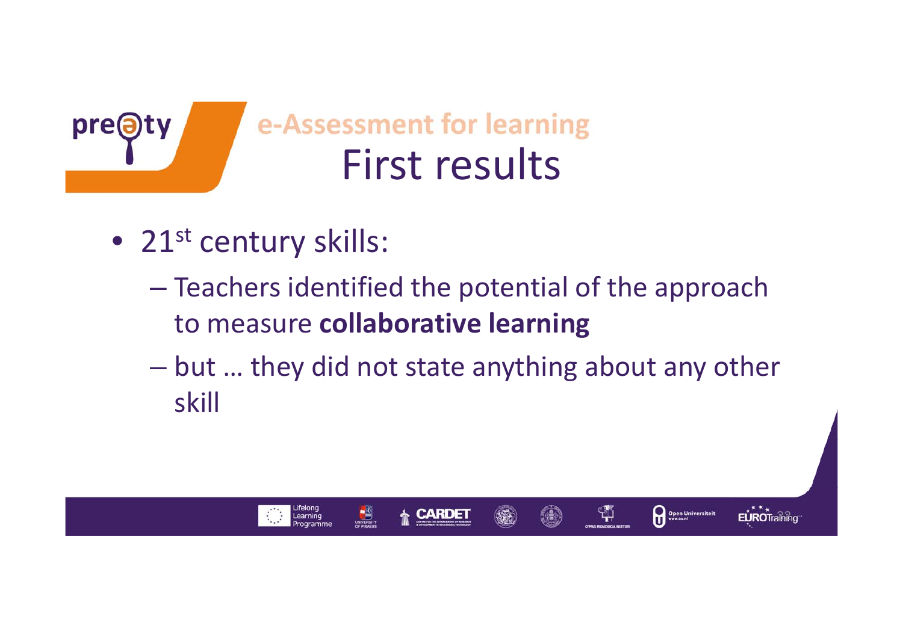## e-Assessment for learning

# First results

- 21st century skills:
  - Teachers identified the potential of the approach to measure **collaborative learning**
  - but … they did not state anything about any other skill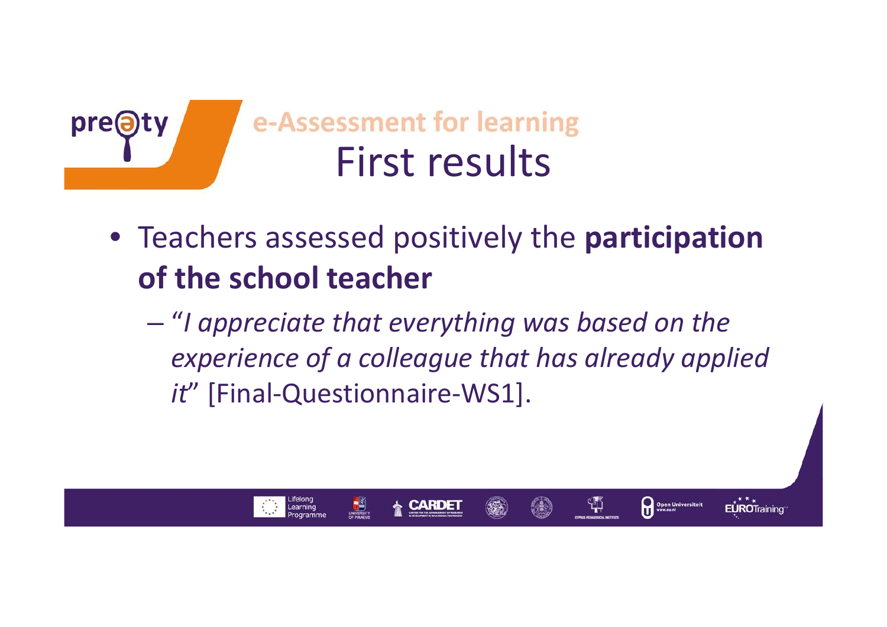## e-Assessment for learning

# First results

- Teachers assessed positively the **participation of the school teacher**
  - "*I appreciate that everything was based on the experience of a colleague that has already applied it*" [Final-Questionnaire-WS1].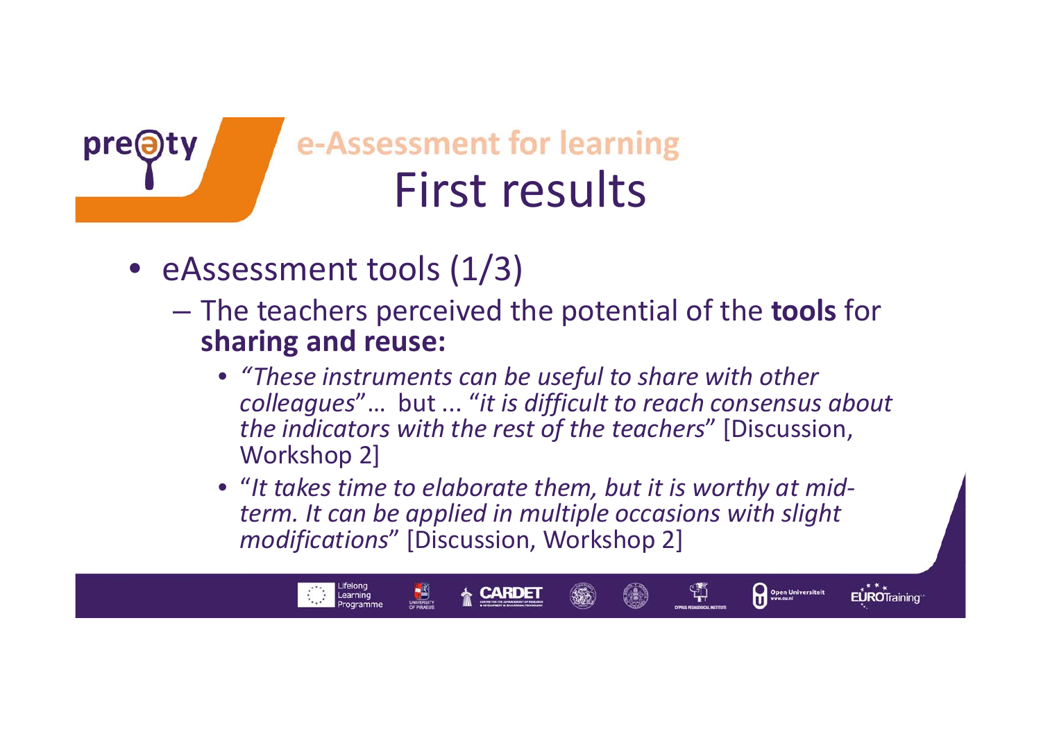## e-Assessment for learning

# First results

- eAssessment tools (1/3)
  - The teachers perceived the potential of the **tools** for **sharing and reuse:**
    - *"These instruments can be useful to share with other colleagues"*… but ... "*it is difficult to reach consensus about the indicators with the rest of the teachers*" [Discussion, Workshop 2]
    - "*It takes time to elaborate them, but it is worthy at mid-term. It can be applied in multiple occasions with slight modifications*" [Discussion, Workshop 2]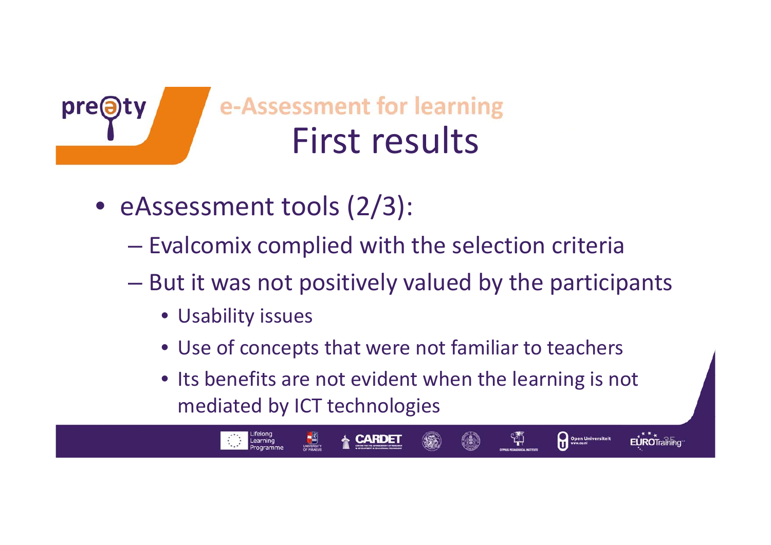## e-Assessment for learning

# First results

- eAssessment tools (2/3):
  - Evalcomix complied with the selection criteria
  - But it was not positively valued by the participants
    - Usability issues
    - Use of concepts that were not familiar to teachers
    - Its benefits are not evident when the learning is not mediated by ICT technologies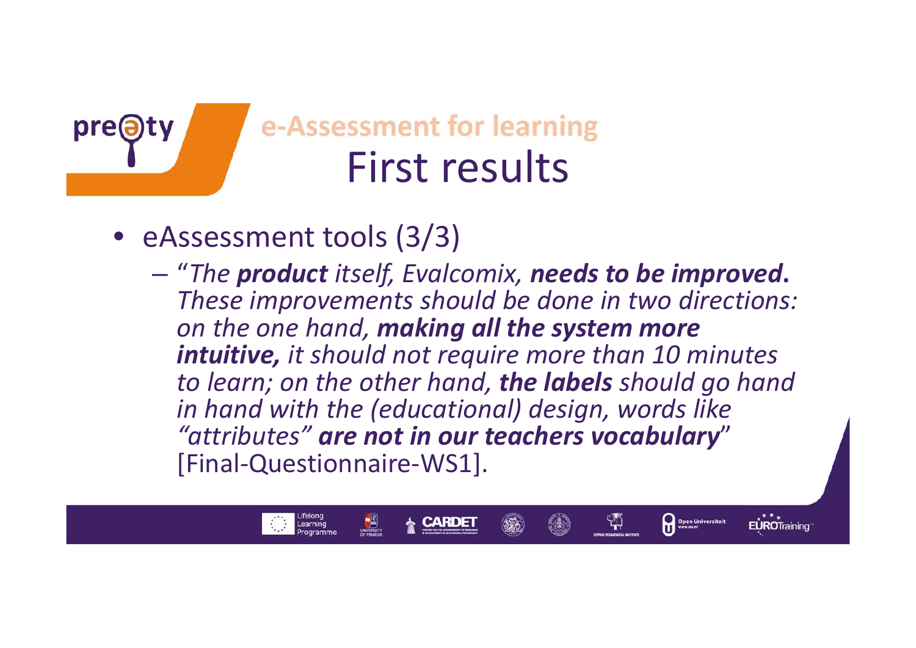## e-Assessment for learning

# First results

- eAssessment tools (3/3)
  - *"The **product** itself, Evalcomix, **needs to be improved**. These improvements should be done in two directions: on the one hand, **making all the system more intuitive,** it should not require more than 10 minutes to learn; on the other hand, **the labels** should go hand in hand with the (educational) design, words like "attributes" **are not in our teachers vocabulary**"* [Final-Questionnaire-WS1].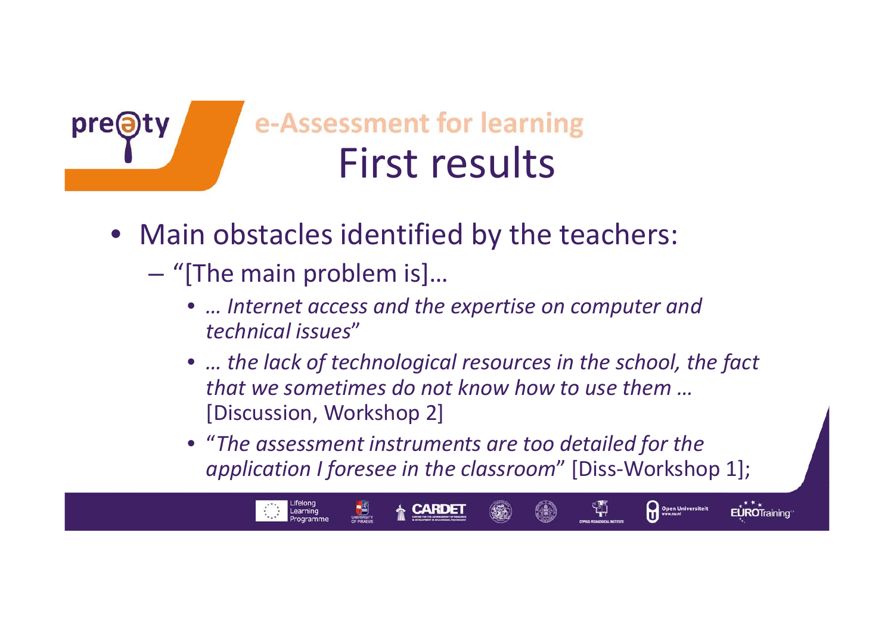# e-Assessment for learning

## First results

- Main obstacles identified by the teachers:
  - "[The main problem is]…
    - *… Internet access and the expertise on computer and technical issues*"
    - *… the lack of technological resources in the school, the fact that we sometimes do not know how to use them …* [Discussion, Workshop 2]
    - "*The assessment instruments are too detailed for the application I foresee in the classroom*" [Diss-Workshop 1];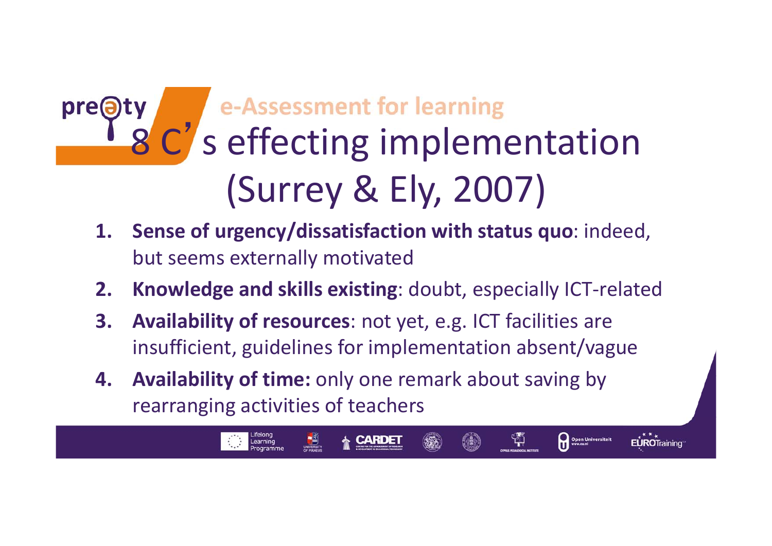e-Assessment for learning

# 8 C's effecting implementation (Surrey & Ely, 2007)

1. **Sense of urgency/dissatisfaction with status quo**: indeed, but seems externally motivated
2. **Knowledge and skills existing**: doubt, especially ICT-related
3. **Availability of resources**: not yet, e.g. ICT facilities are insufficient, guidelines for implementation absent/vague
4. **Availability of time:** only one remark about saving by rearranging activities of teachers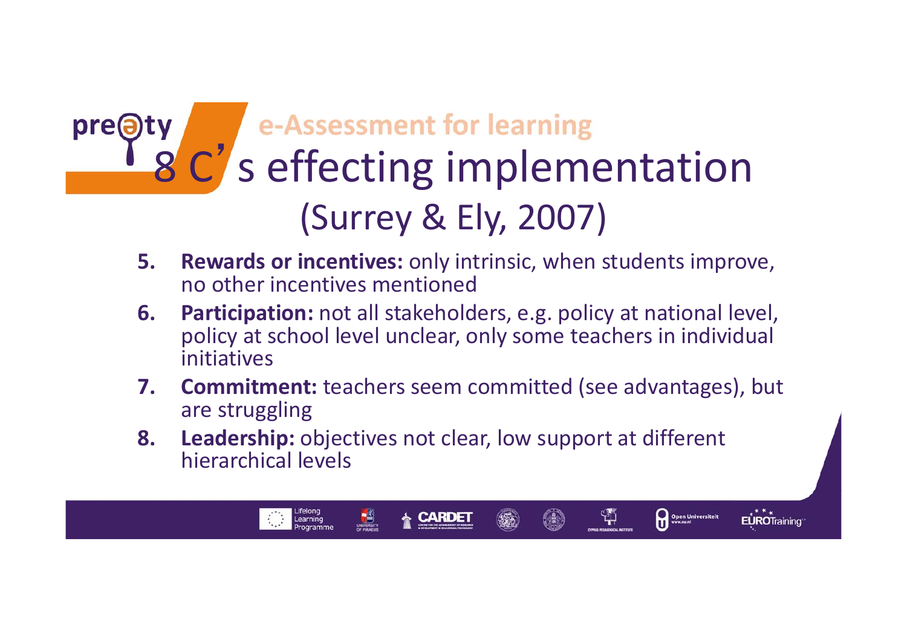e-Assessment for learning

# 8 C's effecting implementation (Surrey & Ely, 2007)

5. **Rewards or incentives:** only intrinsic, when students improve, no other incentives mentioned
6. **Participation:** not all stakeholders, e.g. policy at national level, policy at school level unclear, only some teachers in individual initiatives
7. **Commitment:** teachers seem committed (see advantages), but are struggling
8. **Leadership:** objectives not clear, low support at different hierarchical levels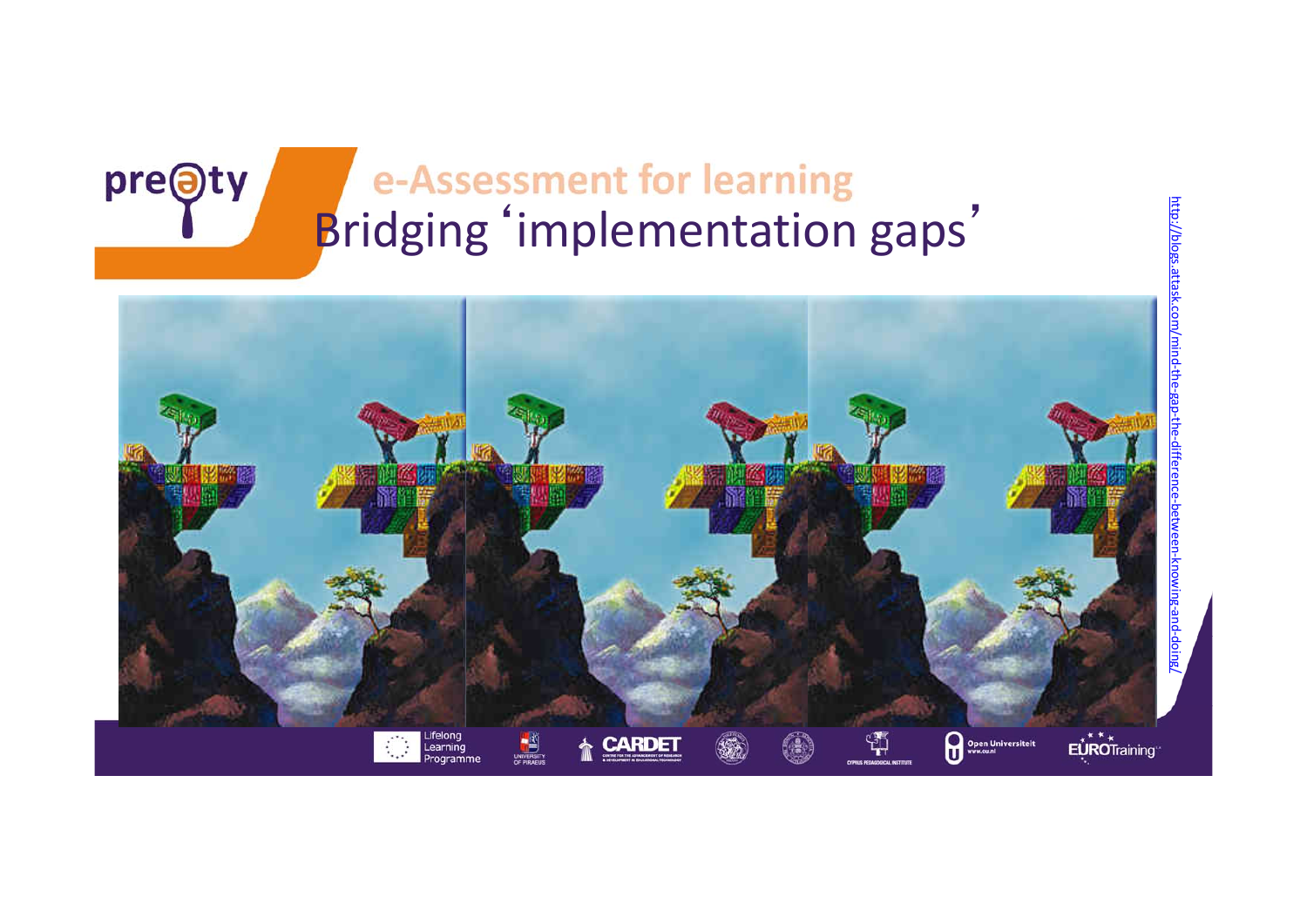# e-Assessment for learning

## Bridging 'implementation gaps'

http://blogs.attask.com/mind-the-gap-the-difference-between-knowing-and-doing/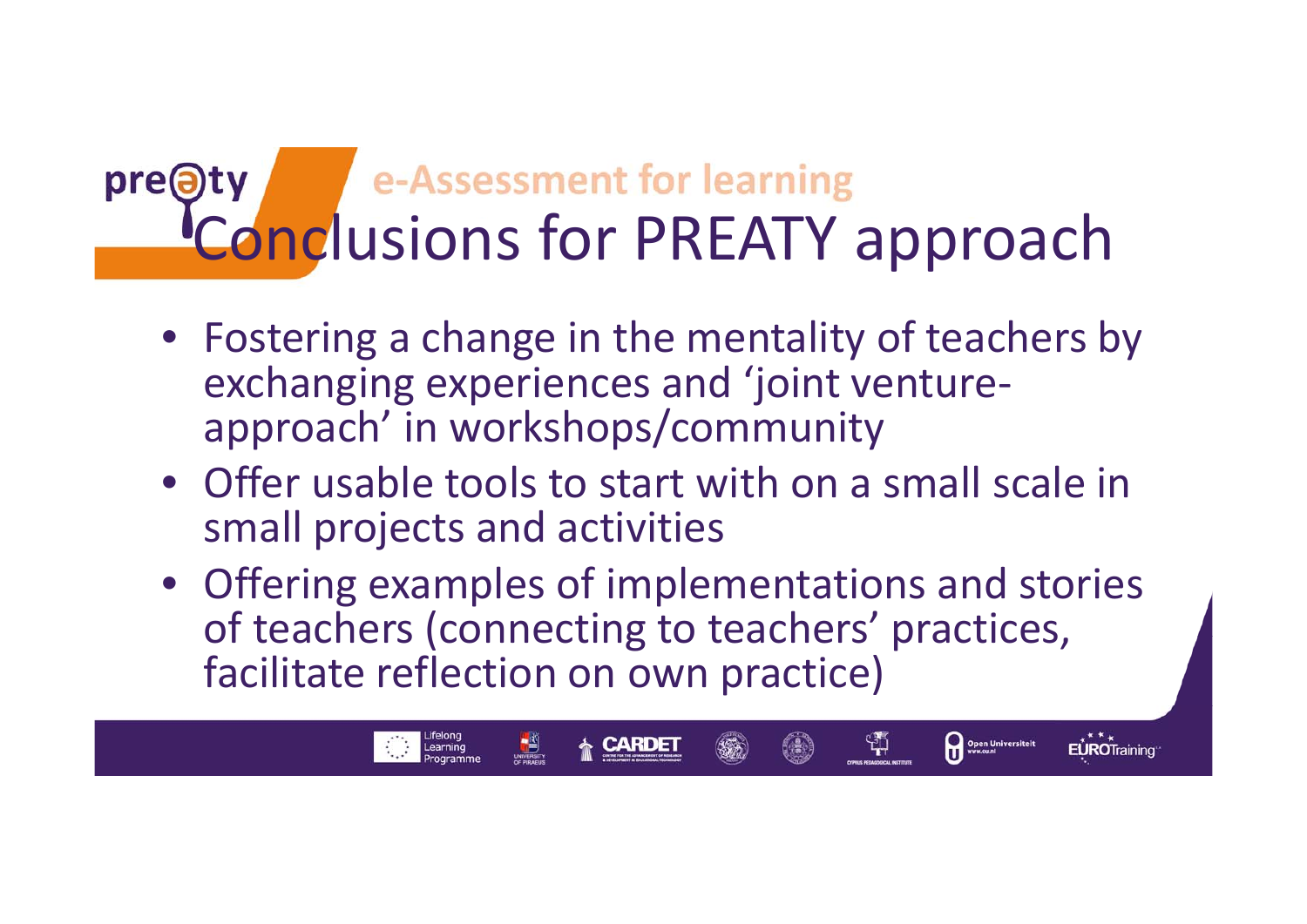pre@ty e-Assessment for learning

# Conclusions for PREATY approach

- Fostering a change in the mentality of teachers by exchanging experiences and 'joint venture-approach' in workshops/community
- Offer usable tools to start with on a small scale in small projects and activities
- Offering examples of implementations and stories of teachers (connecting to teachers' practices, facilitate reflection on own practice)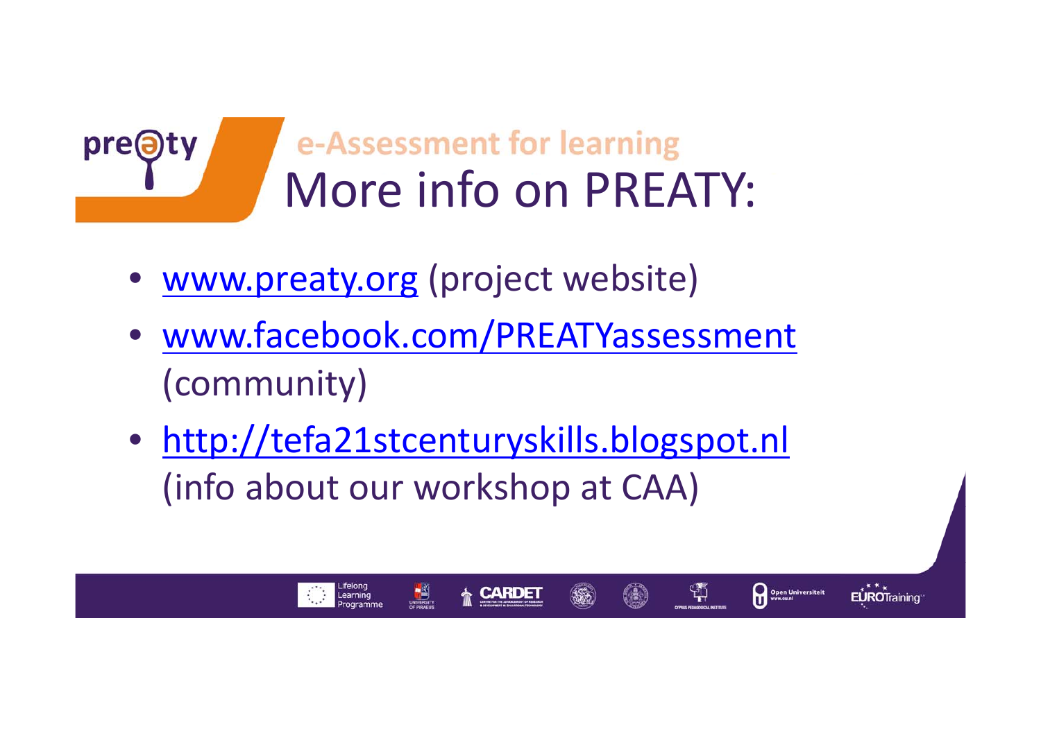e-Assessment for learning

# More info on PREATY:

- www.preaty.org (project website)
- www.facebook.com/PREATYassessment (community)
- http://tefa21stcenturyskills.blogspot.nl (info about our workshop at CAA)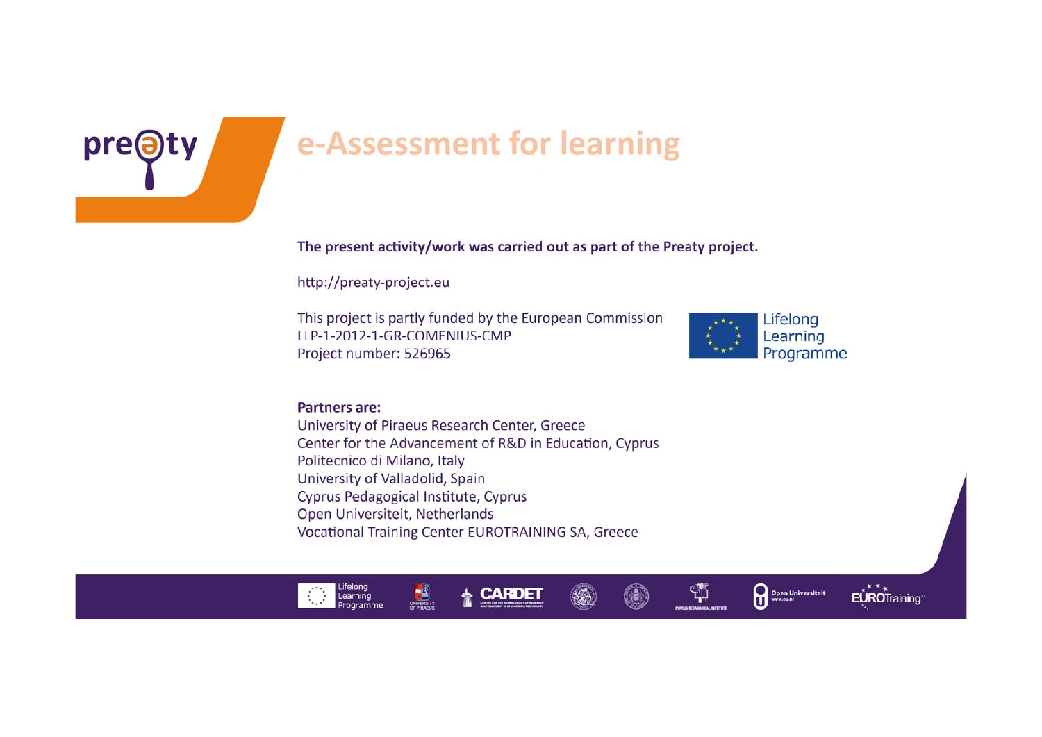# e-Assessment for learning

**The present activity/work was carried out as part of the Preaty project.**

http://preaty-project.eu

This project is partly funded by the European Commission
LLP-1-2012-1-GR-COMENIUS-CMP
Project number: 526965

Lifelong Learning Programme

**Partners are:**
University of Piraeus Research Center, Greece
Center for the Advancement of R&D in Education, Cyprus
Politecnico di Milano, Italy
University of Valladolid, Spain
Cyprus Pedagogical Institute, Cyprus
Open Universiteit, Netherlands
Vocational Training Center EUROTRAINING SA, Greece